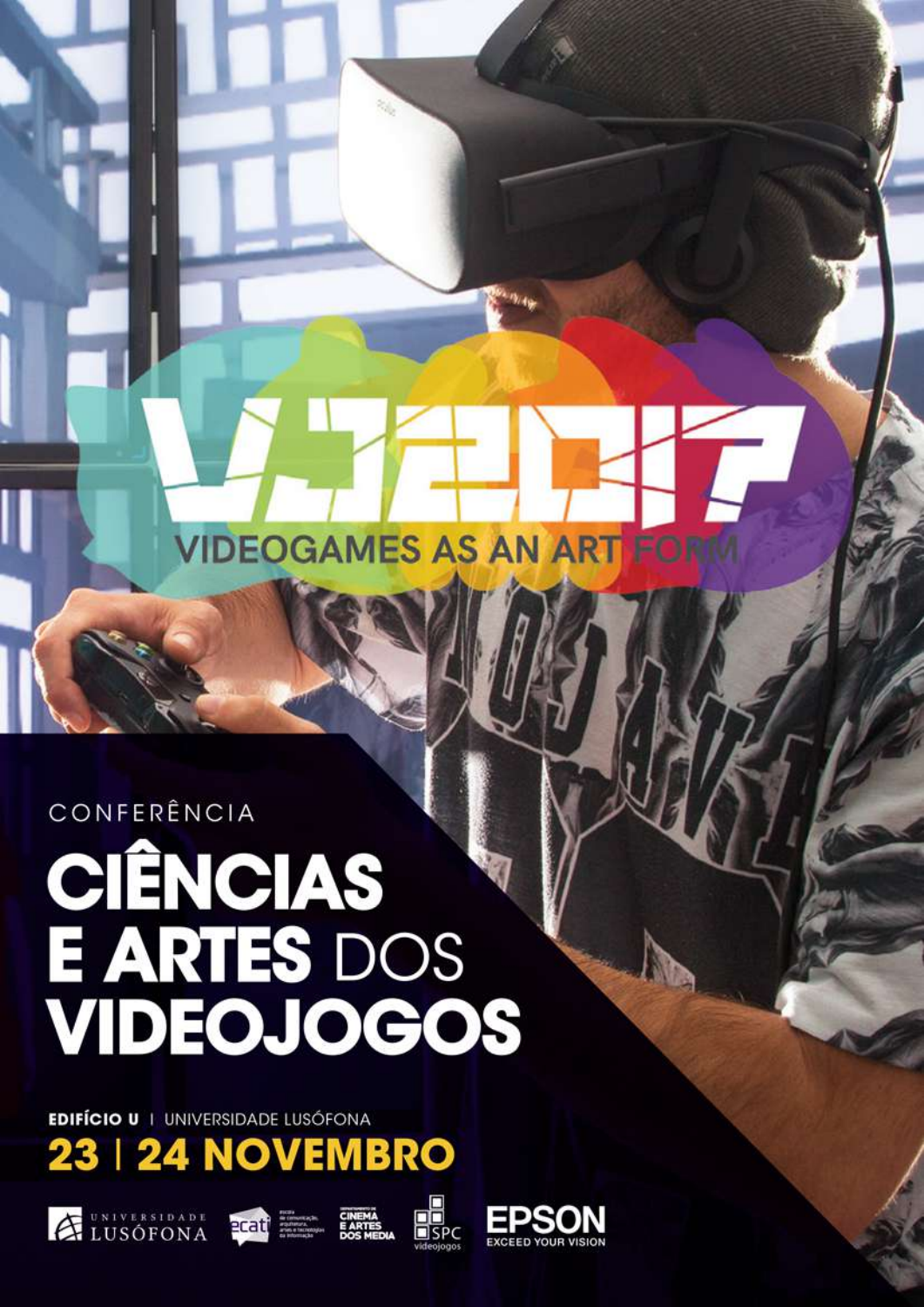# VJ2017

## VIDEOGAMES AS AN ART FORM

CONFERÊNCIA

# CIÊNCIAS E ARTES DOS VIDEOJOGOS

**EDIFÍCIO U** | UNIVERSIDADE LUSÓFONA

**23 | 24 NOVEMBRO**

UNIVERSIDADE LUSÓFONA | ecati escola de comunicação, arquitetura, artes e tecnologias da informação | DEPARTAMENTO DE CINEMA E ARTES DOS MEDIA | SPC videojogos | EPSON EXCEED YOUR VISION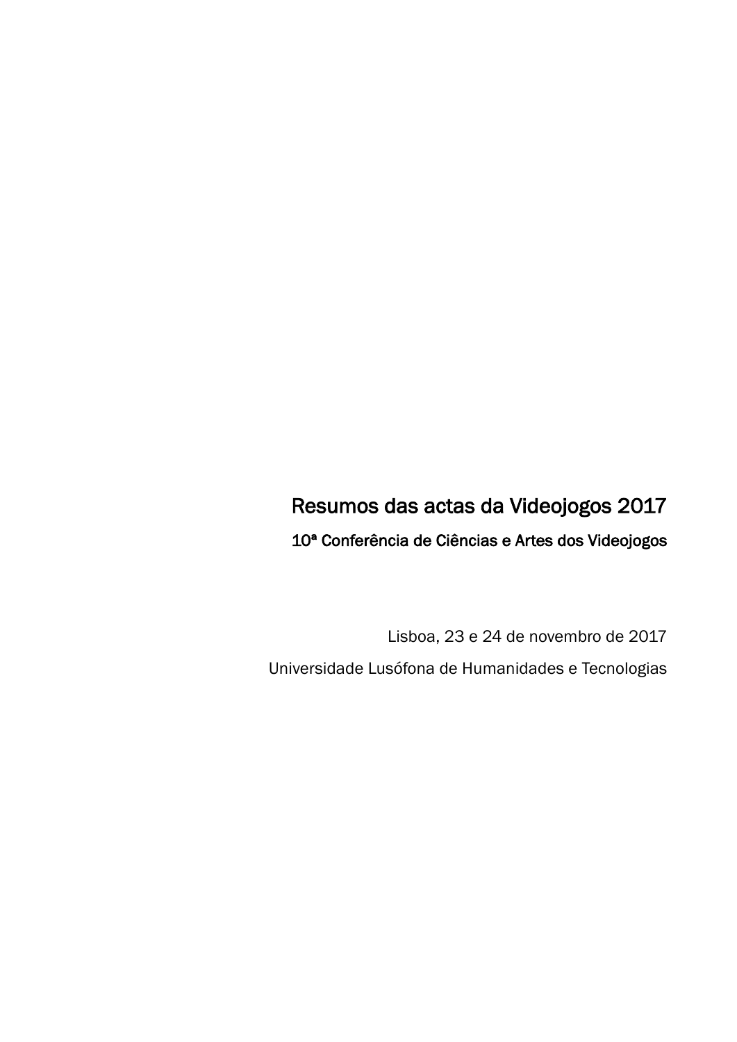# Resumos das actas da Videojogos 2017

## 10ª Conferência de Ciências e Artes dos Videojogos

Lisboa, 23 e 24 de novembro de 2017

Universidade Lusófona de Humanidades e Tecnologias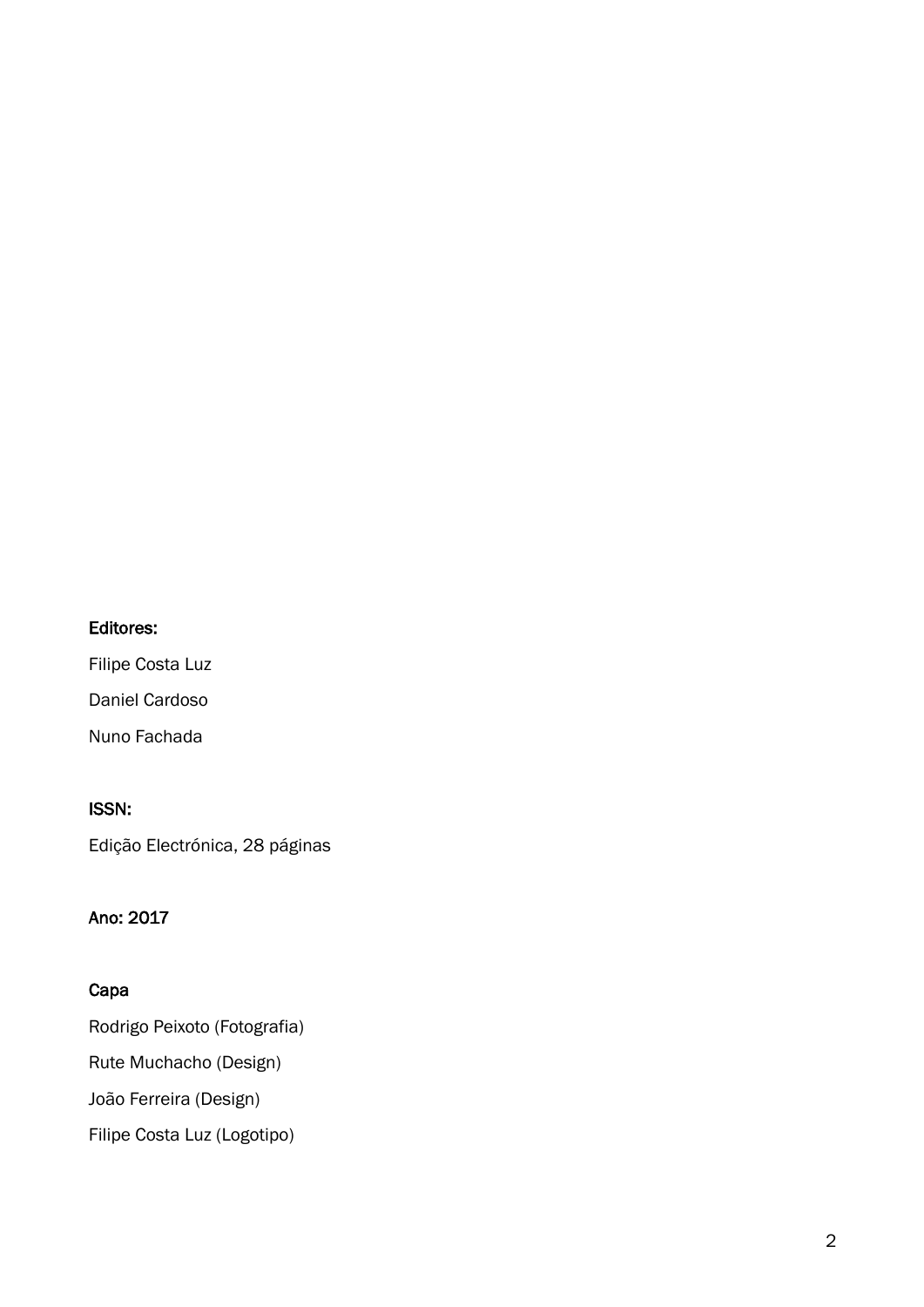**Editores:**

Filipe Costa Luz

Daniel Cardoso

Nuno Fachada

**ISSN:**

Edição Electrónica, 28 páginas

**Ano: 2017**

**Capa**

Rodrigo Peixoto (Fotografia)

Rute Muchacho (Design)

João Ferreira (Design)

Filipe Costa Luz (Logotipo)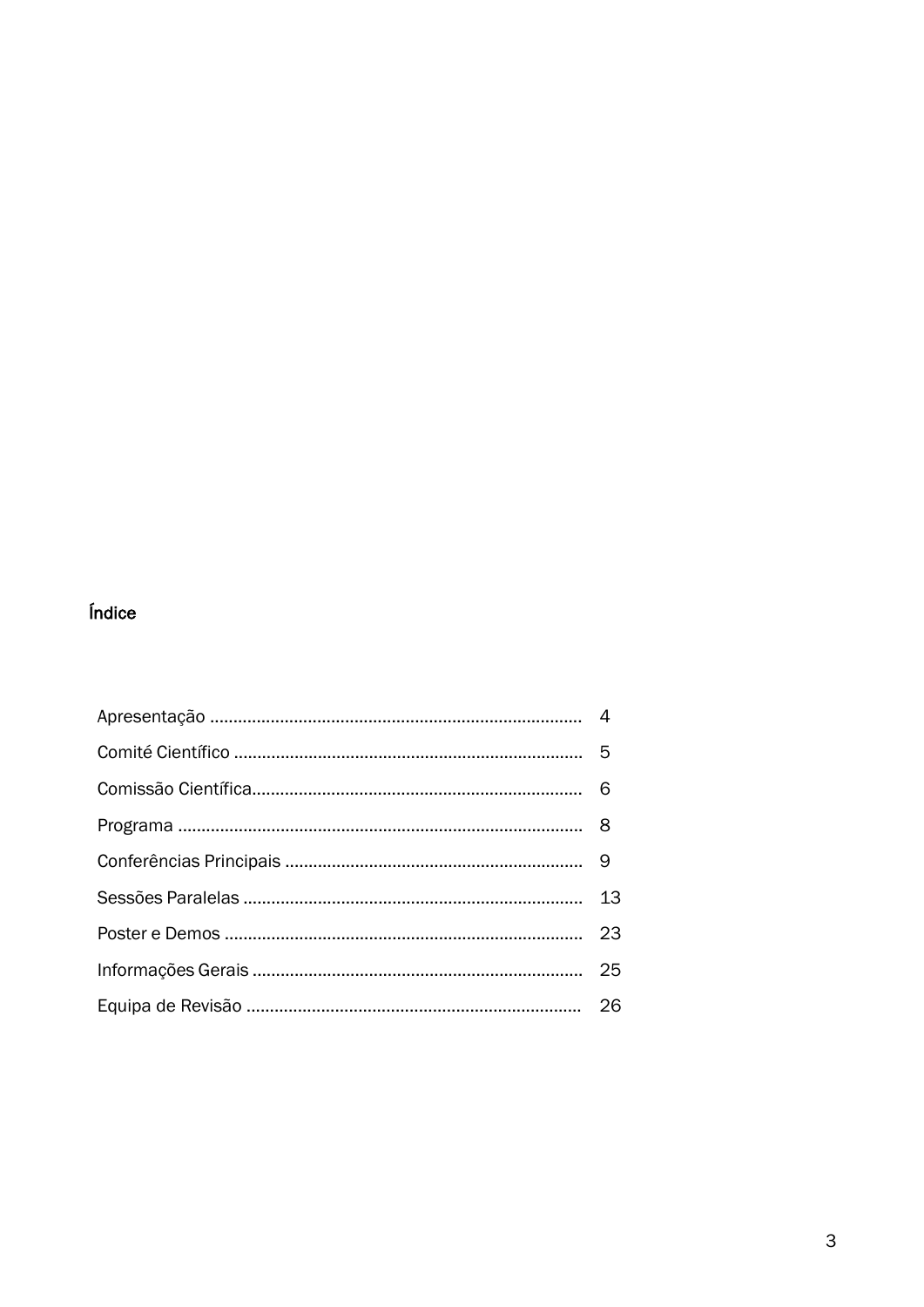# Índice

| | |
|---|---|
| Apresentação | 4 |
| Comité Científico | 5 |
| Comissão Científica | 6 |
| Programa | 8 |
| Conferências Principais | 9 |
| Sessões Paralelas | 13 |
| Poster e Demos | 23 |
| Informações Gerais | 25 |
| Equipa de Revisão | 26 |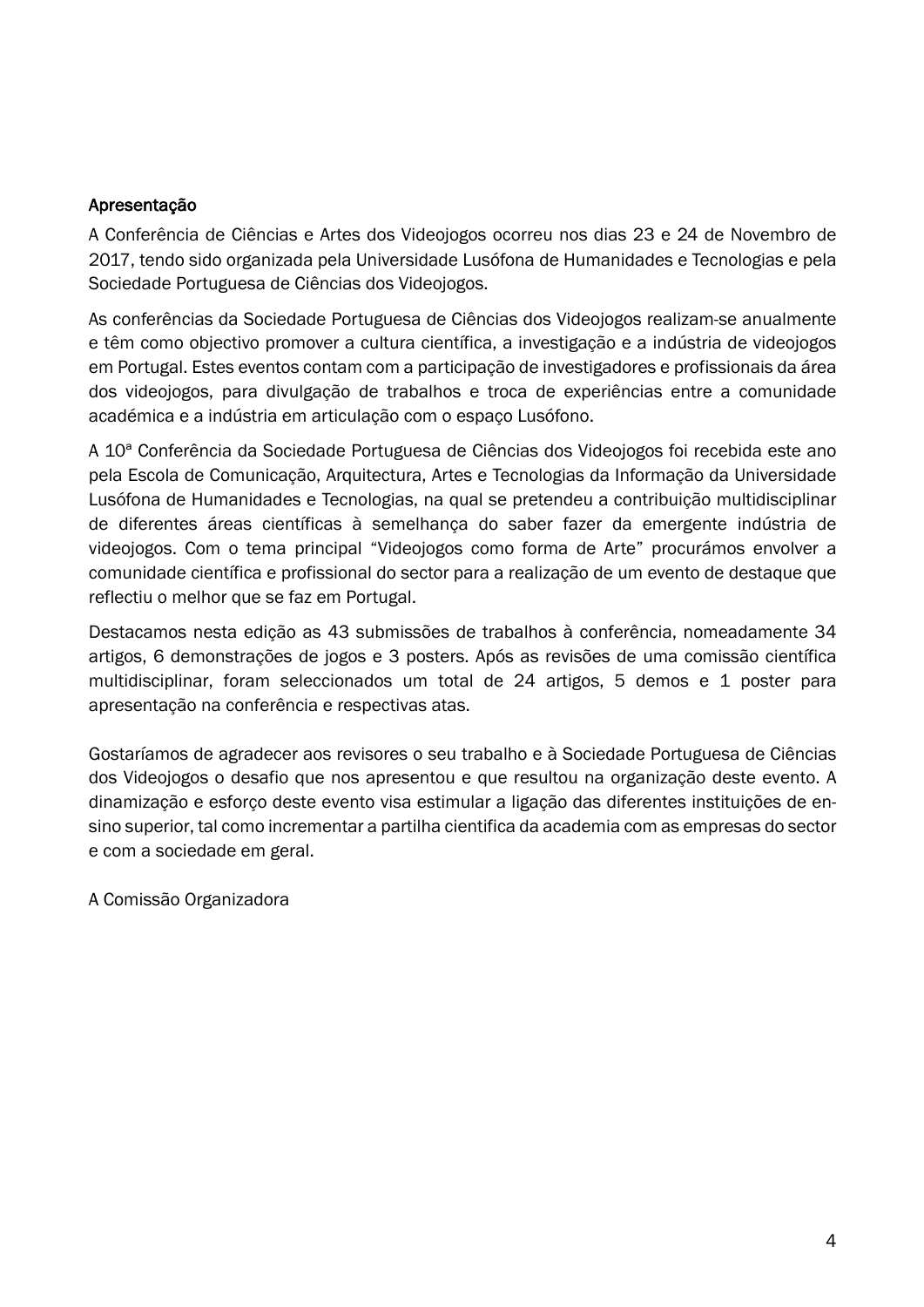## Apresentação

A Conferência de Ciências e Artes dos Videojogos ocorreu nos dias 23 e 24 de Novembro de 2017, tendo sido organizada pela Universidade Lusófona de Humanidades e Tecnologias e pela Sociedade Portuguesa de Ciências dos Videojogos.

As conferências da Sociedade Portuguesa de Ciências dos Videojogos realizam-se anualmente e têm como objectivo promover a cultura científica, a investigação e a indústria de videojogos em Portugal. Estes eventos contam com a participação de investigadores e profissionais da área dos videojogos, para divulgação de trabalhos e troca de experiências entre a comunidade académica e a indústria em articulação com o espaço Lusófono.

A 10ª Conferência da Sociedade Portuguesa de Ciências dos Videojogos foi recebida este ano pela Escola de Comunicação, Arquitectura, Artes e Tecnologias da Informação da Universidade Lusófona de Humanidades e Tecnologias, na qual se pretendeu a contribuição multidisciplinar de diferentes áreas científicas à semelhança do saber fazer da emergente indústria de videojogos. Com o tema principal "Videojogos como forma de Arte" procurámos envolver a comunidade científica e profissional do sector para a realização de um evento de destaque que reflectiu o melhor que se faz em Portugal.

Destacamos nesta edição as 43 submissões de trabalhos à conferência, nomeadamente 34 artigos, 6 demonstrações de jogos e 3 posters. Após as revisões de uma comissão científica multidisciplinar, foram seleccionados um total de 24 artigos, 5 demos e 1 poster para apresentação na conferência e respectivas atas.

Gostaríamos de agradecer aos revisores o seu trabalho e à Sociedade Portuguesa de Ciências dos Videojogos o desafio que nos apresentou e que resultou na organização deste evento. A dinamização e esforço deste evento visa estimular a ligação das diferentes instituições de ensino superior, tal como incrementar a partilha cientifica da academia com as empresas do sector e com a sociedade em geral.

A Comissão Organizadora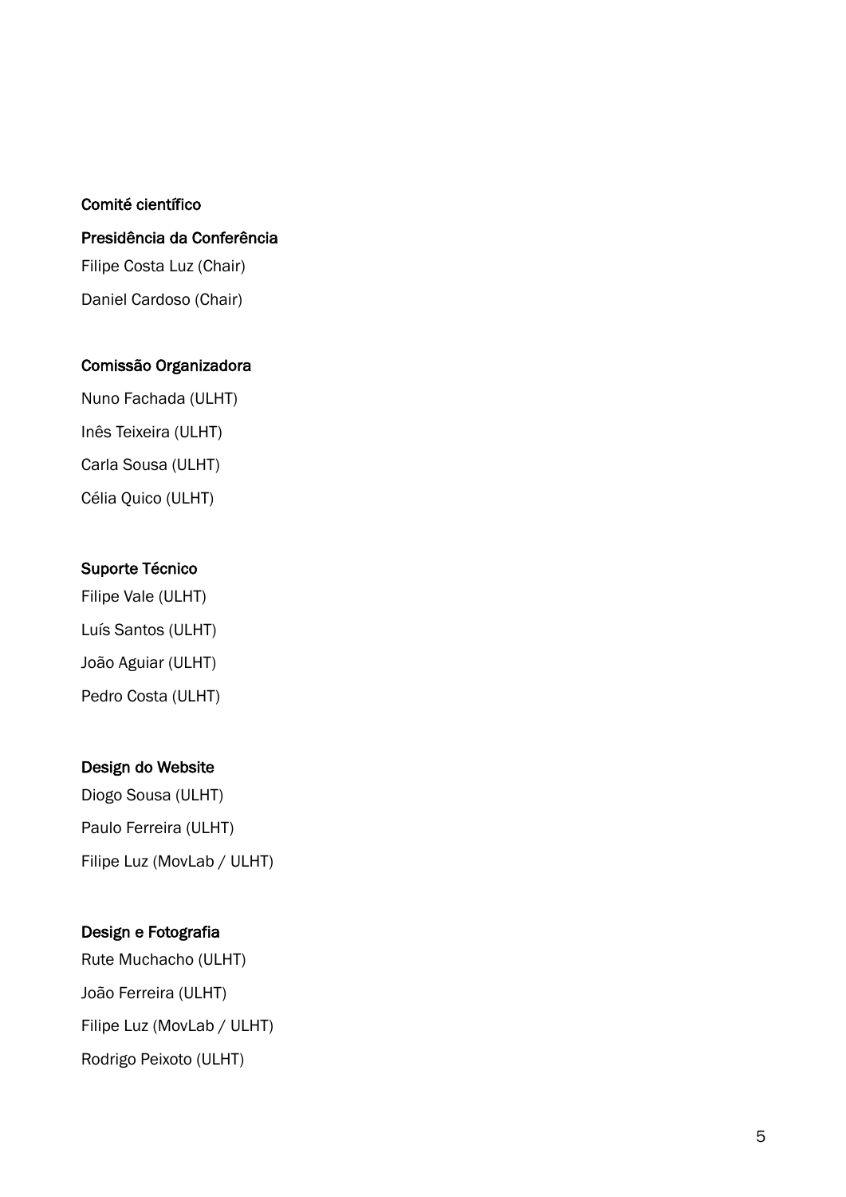## Comité científico

### Presidência da Conferência

Filipe Costa Luz (Chair)

Daniel Cardoso (Chair)

### Comissão Organizadora

Nuno Fachada (ULHT)

Inês Teixeira (ULHT)

Carla Sousa (ULHT)

Célia Quico (ULHT)

### Suporte Técnico

Filipe Vale (ULHT)

Luís Santos (ULHT)

João Aguiar (ULHT)

Pedro Costa (ULHT)

### Design do Website

Diogo Sousa (ULHT)

Paulo Ferreira (ULHT)

Filipe Luz (MovLab / ULHT)

### Design e Fotografia

Rute Muchacho (ULHT)

João Ferreira (ULHT)

Filipe Luz (MovLab / ULHT)

Rodrigo Peixoto (ULHT)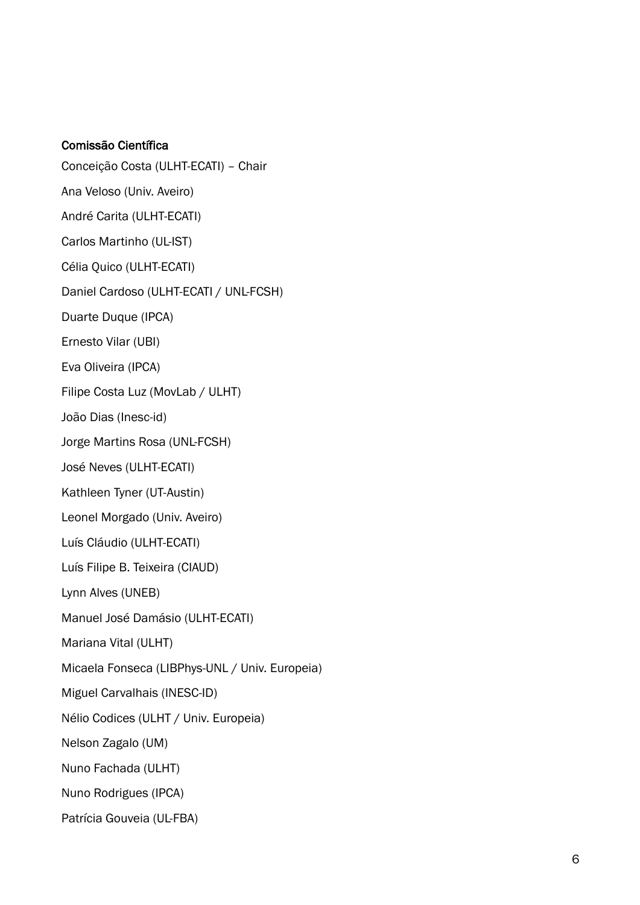**Comissão Científica**

Conceição Costa (ULHT-ECATI) – Chair

Ana Veloso (Univ. Aveiro)

André Carita (ULHT-ECATI)

Carlos Martinho (UL-IST)

Célia Quico (ULHT-ECATI)

Daniel Cardoso (ULHT-ECATI / UNL-FCSH)

Duarte Duque (IPCA)

Ernesto Vilar (UBI)

Eva Oliveira (IPCA)

Filipe Costa Luz (MovLab / ULHT)

João Dias (Inesc-id)

Jorge Martins Rosa (UNL-FCSH)

José Neves (ULHT-ECATI)

Kathleen Tyner (UT-Austin)

Leonel Morgado (Univ. Aveiro)

Luís Cláudio (ULHT-ECATI)

Luís Filipe B. Teixeira (CIAUD)

Lynn Alves (UNEB)

Manuel José Damásio (ULHT-ECATI)

Mariana Vital (ULHT)

Micaela Fonseca (LIBPhys-UNL / Univ. Europeia)

Miguel Carvalhais (INESC-ID)

Nélio Codices (ULHT / Univ. Europeia)

Nelson Zagalo (UM)

Nuno Fachada (ULHT)

Nuno Rodrigues (IPCA)

Patrícia Gouveia (UL-FBA)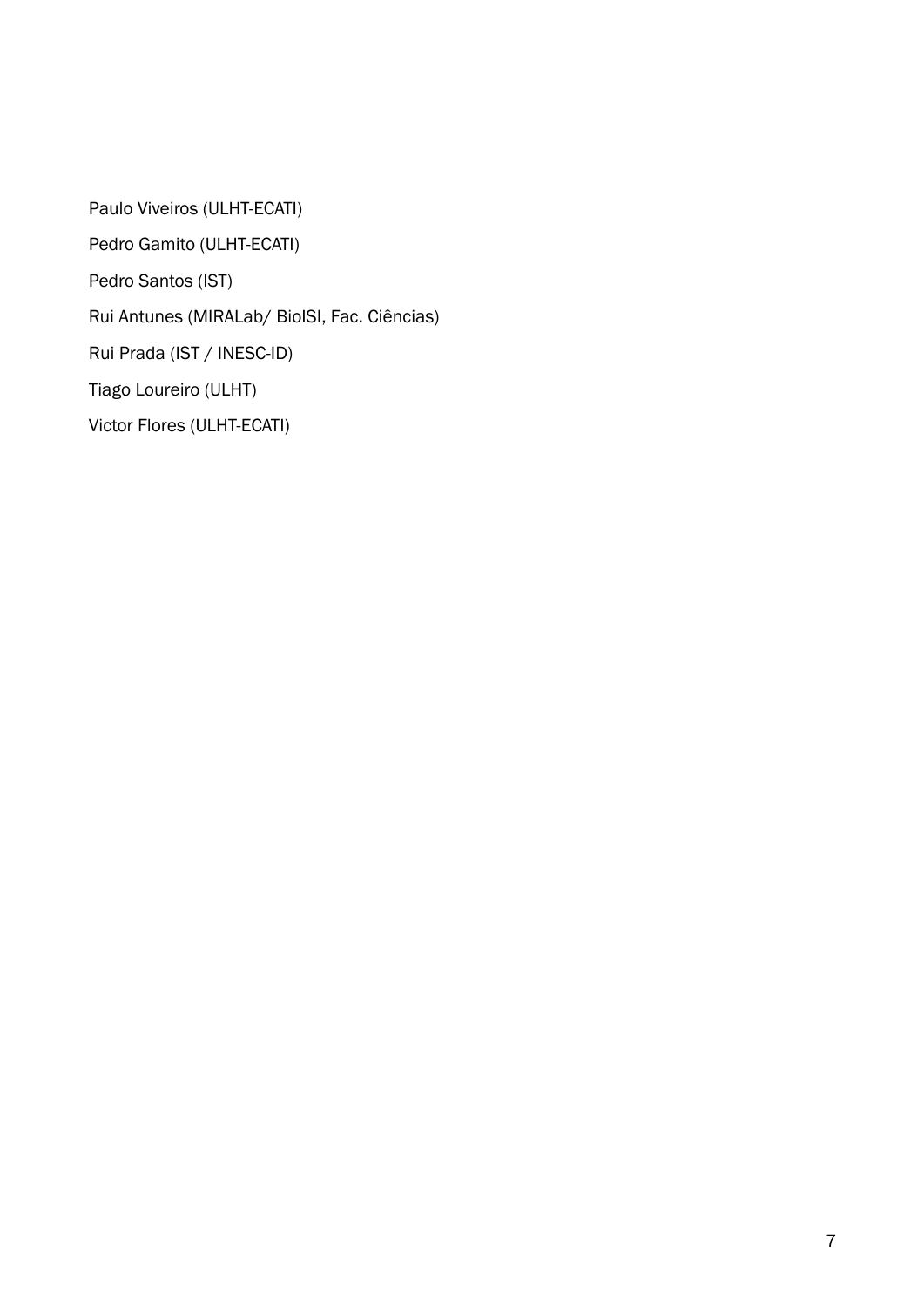Paulo Viveiros (ULHT-ECATI)

Pedro Gamito (ULHT-ECATI)

Pedro Santos (IST)

Rui Antunes (MIRALab/ BioISI, Fac. Ciências)

Rui Prada (IST / INESC-ID)

Tiago Loureiro (ULHT)

Victor Flores (ULHT-ECATI)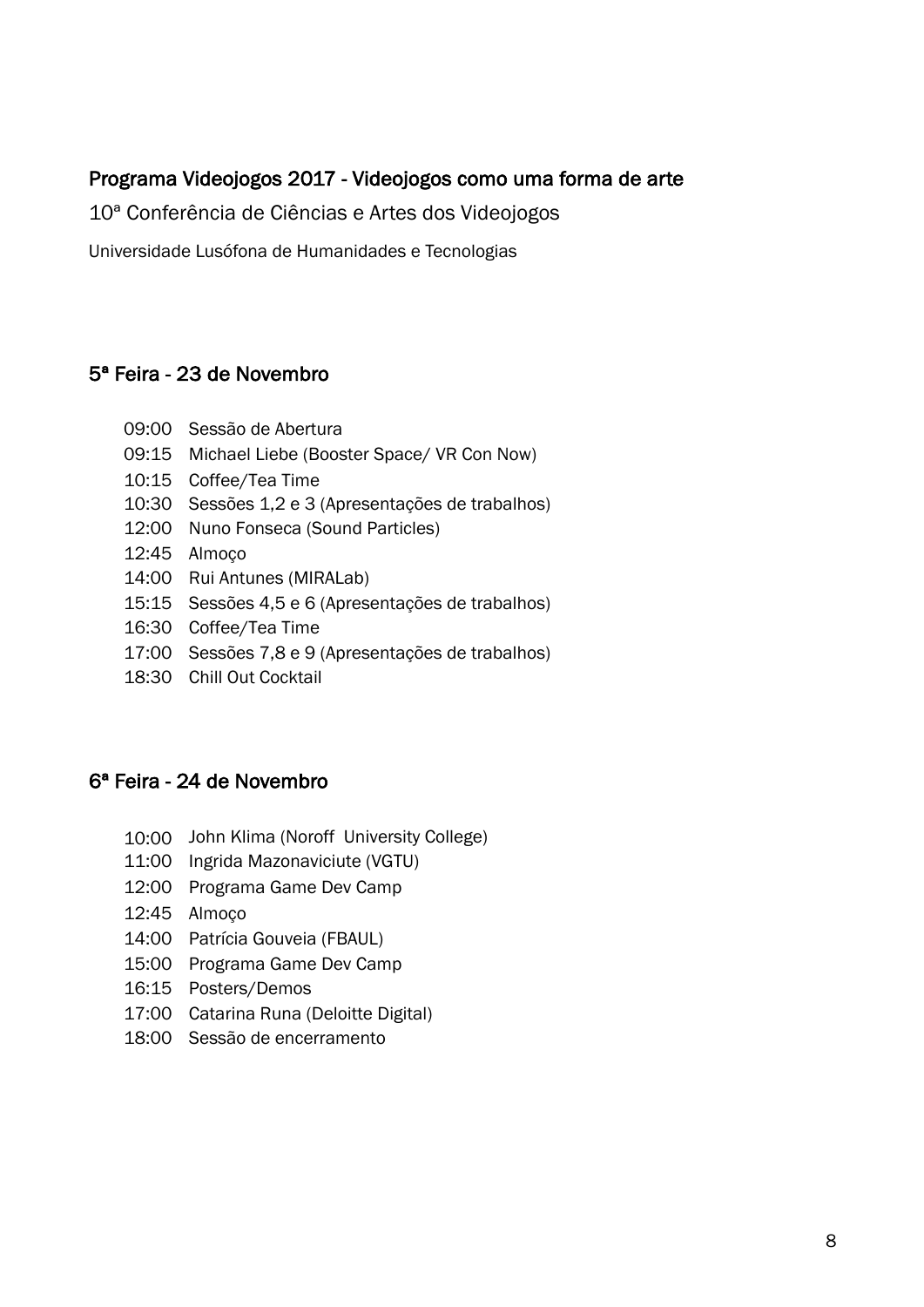## Programa Videojogos 2017 - Videojogos como uma forma de arte

10ª Conferência de Ciências e Artes dos Videojogos

Universidade Lusófona de Humanidades e Tecnologias

### 5ª Feira - 23 de Novembro

| | |
|---|---|
| 09:00 | Sessão de Abertura |
| 09:15 | Michael Liebe (Booster Space/ VR Con Now) |
| 10:15 | Coffee/Tea Time |
| 10:30 | Sessões 1,2 e 3 (Apresentações de trabalhos) |
| 12:00 | Nuno Fonseca (Sound Particles) |
| 12:45 | Almoço |
| 14:00 | Rui Antunes (MIRALab) |
| 15:15 | Sessões 4,5 e 6 (Apresentações de trabalhos) |
| 16:30 | Coffee/Tea Time |
| 17:00 | Sessões 7,8 e 9 (Apresentações de trabalhos) |
| 18:30 | Chill Out Cocktail |

### 6ª Feira - 24 de Novembro

| | |
|---|---|
| 10:00 | John Klima (Noroff University College) |
| 11:00 | Ingrida Mazonaviciute (VGTU) |
| 12:00 | Programa Game Dev Camp |
| 12:45 | Almoço |
| 14:00 | Patrícia Gouveia (FBAUL) |
| 15:00 | Programa Game Dev Camp |
| 16:15 | Posters/Demos |
| 17:00 | Catarina Runa (Deloitte Digital) |
| 18:00 | Sessão de encerramento |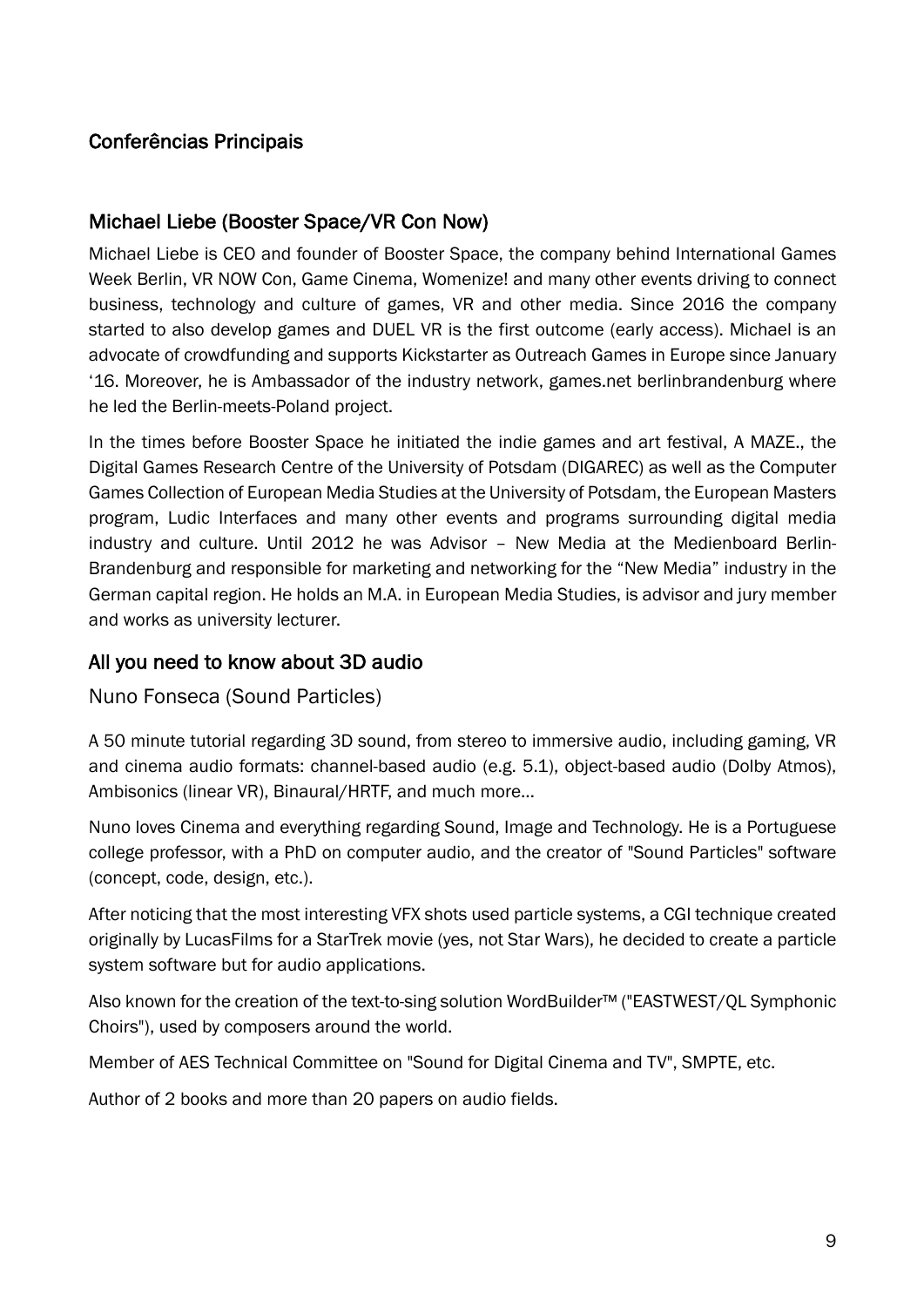## Conferências Principais

### Michael Liebe (Booster Space/VR Con Now)

Michael Liebe is CEO and founder of Booster Space, the company behind International Games Week Berlin, VR NOW Con, Game Cinema, Womenize! and many other events driving to connect business, technology and culture of games, VR and other media. Since 2016 the company started to also develop games and DUEL VR is the first outcome (early access). Michael is an advocate of crowdfunding and supports Kickstarter as Outreach Games in Europe since January '16. Moreover, he is Ambassador of the industry network, games.net berlinbrandenburg where he led the Berlin-meets-Poland project.

In the times before Booster Space he initiated the indie games and art festival, A MAZE., the Digital Games Research Centre of the University of Potsdam (DIGAREC) as well as the Computer Games Collection of European Media Studies at the University of Potsdam, the European Masters program, Ludic Interfaces and many other events and programs surrounding digital media industry and culture. Until 2012 he was Advisor – New Media at the Medienboard Berlin-Brandenburg and responsible for marketing and networking for the "New Media" industry in the German capital region. He holds an M.A. in European Media Studies, is advisor and jury member and works as university lecturer.

### All you need to know about 3D audio

Nuno Fonseca (Sound Particles)

A 50 minute tutorial regarding 3D sound, from stereo to immersive audio, including gaming, VR and cinema audio formats: channel-based audio (e.g. 5.1), object-based audio (Dolby Atmos), Ambisonics (linear VR), Binaural/HRTF, and much more...

Nuno loves Cinema and everything regarding Sound, Image and Technology. He is a Portuguese college professor, with a PhD on computer audio, and the creator of "Sound Particles" software (concept, code, design, etc.).

After noticing that the most interesting VFX shots used particle systems, a CGI technique created originally by LucasFilms for a StarTrek movie (yes, not Star Wars), he decided to create a particle system software but for audio applications.

Also known for the creation of the text-to-sing solution WordBuilder™ ("EASTWEST/QL Symphonic Choirs"), used by composers around the world.

Member of AES Technical Committee on "Sound for Digital Cinema and TV", SMPTE, etc.

Author of 2 books and more than 20 papers on audio fields.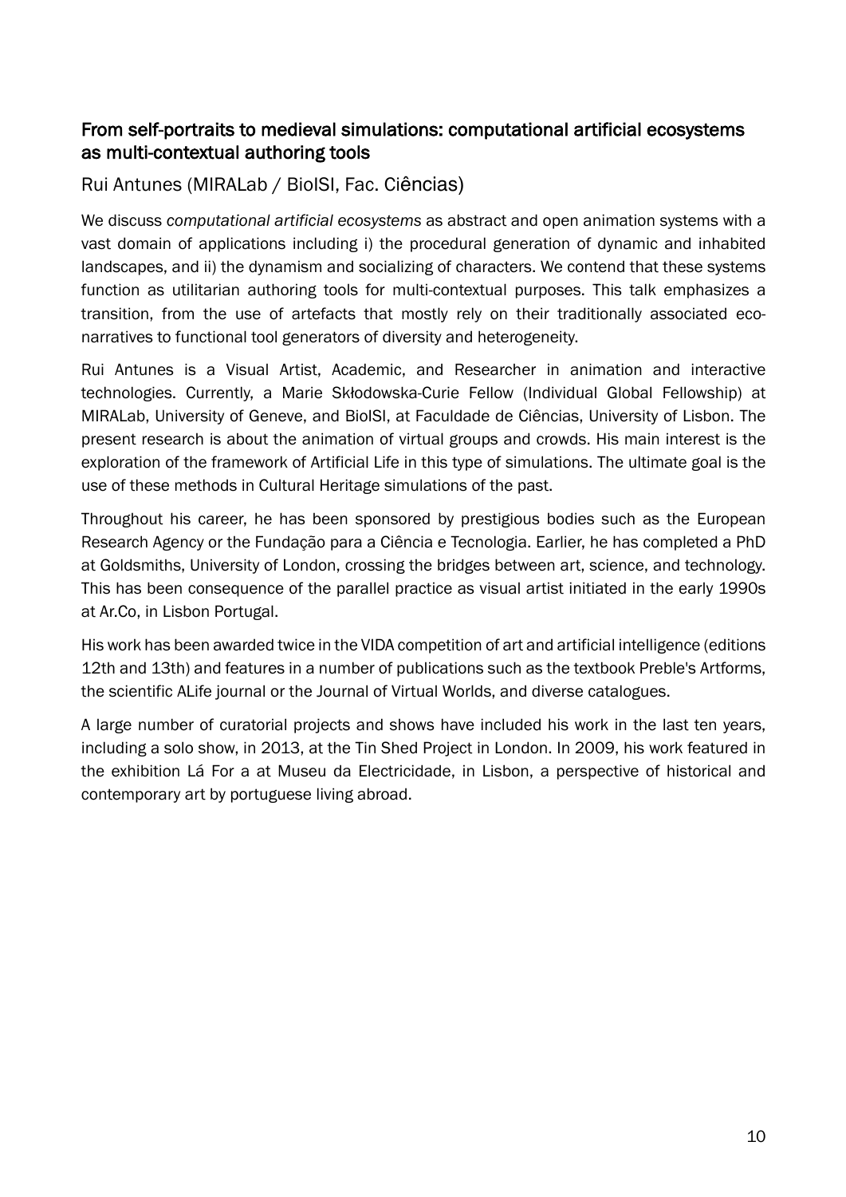## From self-portraits to medieval simulations: computational artificial ecosystems as multi-contextual authoring tools

Rui Antunes (MIRALab / BioISI, Fac. Ciências)

We discuss *computational artificial ecosystems* as abstract and open animation systems with a vast domain of applications including i) the procedural generation of dynamic and inhabited landscapes, and ii) the dynamism and socializing of characters. We contend that these systems function as utilitarian authoring tools for multi-contextual purposes. This talk emphasizes a transition, from the use of artefacts that mostly rely on their traditionally associated eco-narratives to functional tool generators of diversity and heterogeneity.

Rui Antunes is a Visual Artist, Academic, and Researcher in animation and interactive technologies. Currently, a Marie Skłodowska-Curie Fellow (Individual Global Fellowship) at MIRALab, University of Geneve, and BioISI, at Faculdade de Ciências, University of Lisbon. The present research is about the animation of virtual groups and crowds. His main interest is the exploration of the framework of Artificial Life in this type of simulations. The ultimate goal is the use of these methods in Cultural Heritage simulations of the past.

Throughout his career, he has been sponsored by prestigious bodies such as the European Research Agency or the Fundação para a Ciência e Tecnologia. Earlier, he has completed a PhD at Goldsmiths, University of London, crossing the bridges between art, science, and technology. This has been consequence of the parallel practice as visual artist initiated in the early 1990s at Ar.Co, in Lisbon Portugal.

His work has been awarded twice in the VIDA competition of art and artificial intelligence (editions 12th and 13th) and features in a number of publications such as the textbook Preble's Artforms, the scientific ALife journal or the Journal of Virtual Worlds, and diverse catalogues.

A large number of curatorial projects and shows have included his work in the last ten years, including a solo show, in 2013, at the Tin Shed Project in London. In 2009, his work featured in the exhibition Lá For a at Museu da Electricidade, in Lisbon, a perspective of historical and contemporary art by portuguese living abroad.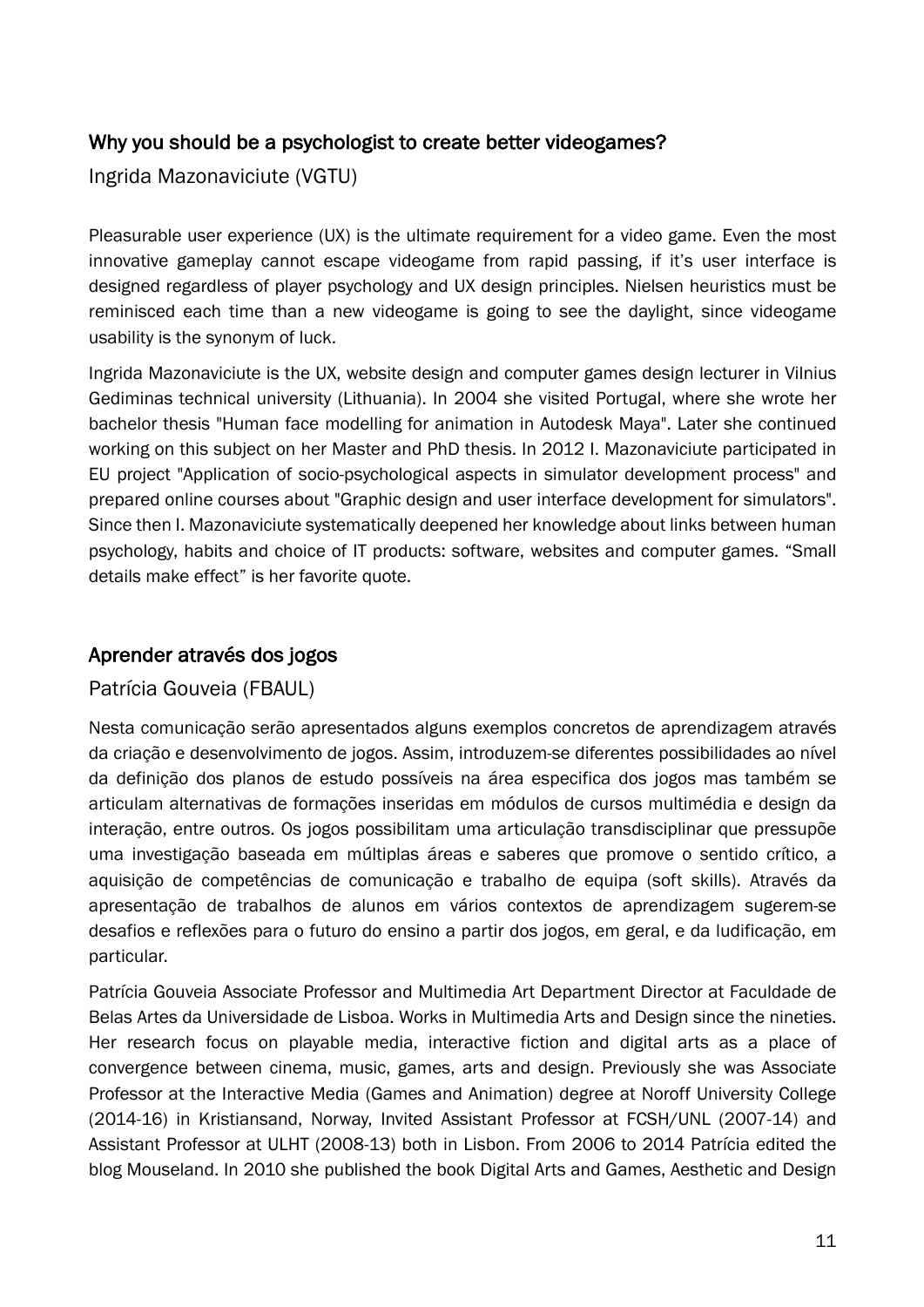## Why you should be a psychologist to create better videogames?

Ingrida Mazonaviciute (VGTU)

Pleasurable user experience (UX) is the ultimate requirement for a video game. Even the most innovative gameplay cannot escape videogame from rapid passing, if it's user interface is designed regardless of player psychology and UX design principles. Nielsen heuristics must be reminisced each time than a new videogame is going to see the daylight, since videogame usability is the synonym of luck.

Ingrida Mazonaviciute is the UX, website design and computer games design lecturer in Vilnius Gediminas technical university (Lithuania). In 2004 she visited Portugal, where she wrote her bachelor thesis "Human face modelling for animation in Autodesk Maya". Later she continued working on this subject on her Master and PhD thesis. In 2012 I. Mazonaviciute participated in EU project "Application of socio-psychological aspects in simulator development process" and prepared online courses about "Graphic design and user interface development for simulators". Since then I. Mazonaviciute systematically deepened her knowledge about links between human psychology, habits and choice of IT products: software, websites and computer games. "Small details make effect" is her favorite quote.

## Aprender através dos jogos

Patrícia Gouveia (FBAUL)

Nesta comunicação serão apresentados alguns exemplos concretos de aprendizagem através da criação e desenvolvimento de jogos. Assim, introduzem-se diferentes possibilidades ao nível da definição dos planos de estudo possíveis na área especifica dos jogos mas também se articulam alternativas de formações inseridas em módulos de cursos multimédia e design da interação, entre outros. Os jogos possibilitam uma articulação transdisciplinar que pressupõe uma investigação baseada em múltiplas áreas e saberes que promove o sentido crítico, a aquisição de competências de comunicação e trabalho de equipa (soft skills). Através da apresentação de trabalhos de alunos em vários contextos de aprendizagem sugerem-se desafios e reflexões para o futuro do ensino a partir dos jogos, em geral, e da ludificação, em particular.

Patrícia Gouveia Associate Professor and Multimedia Art Department Director at Faculdade de Belas Artes da Universidade de Lisboa. Works in Multimedia Arts and Design since the nineties. Her research focus on playable media, interactive fiction and digital arts as a place of convergence between cinema, music, games, arts and design. Previously she was Associate Professor at the Interactive Media (Games and Animation) degree at Noroff University College (2014-16) in Kristiansand, Norway, Invited Assistant Professor at FCSH/UNL (2007-14) and Assistant Professor at ULHT (2008-13) both in Lisbon. From 2006 to 2014 Patrícia edited the blog Mouseland. In 2010 she published the book Digital Arts and Games, Aesthetic and Design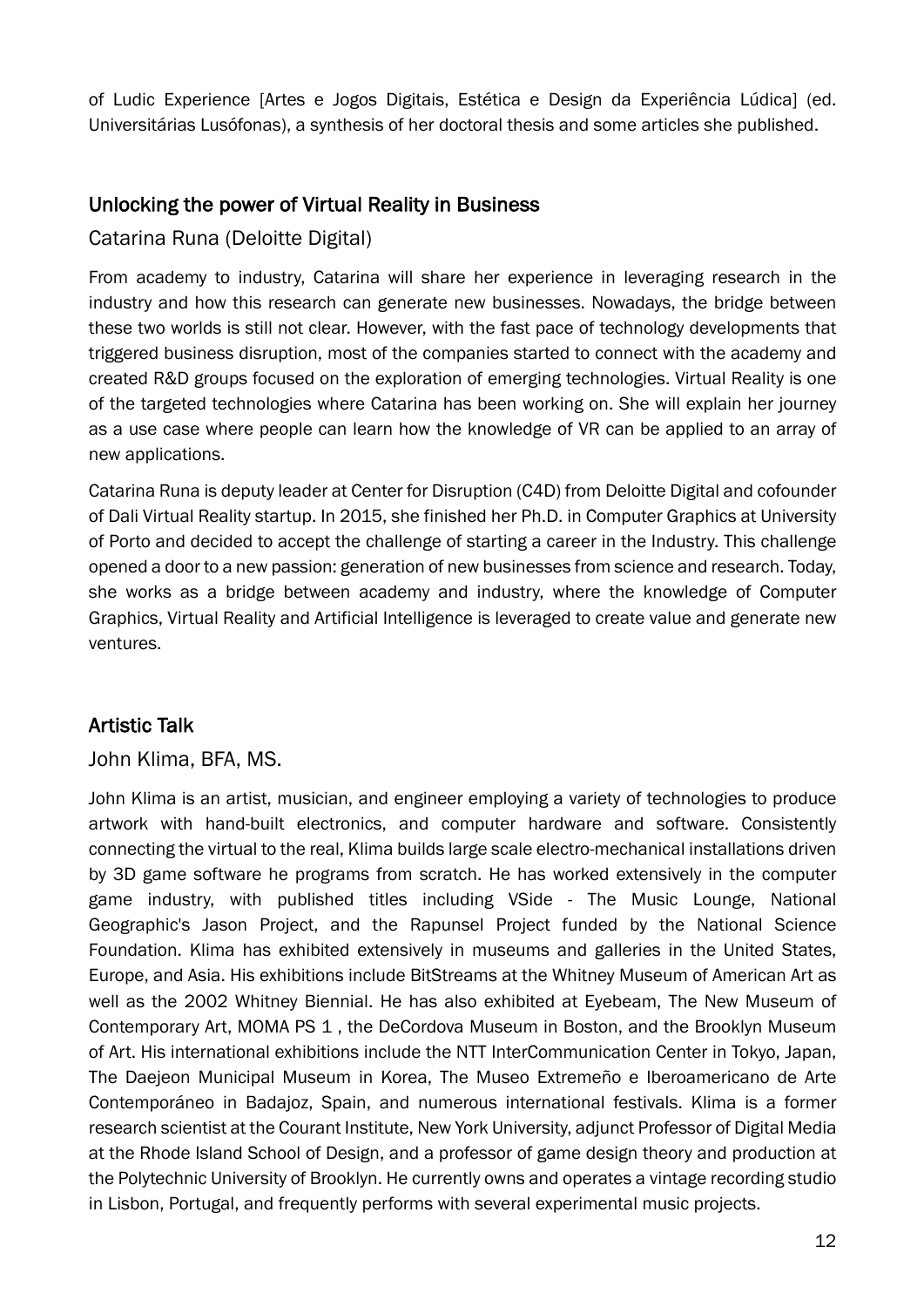of Ludic Experience [Artes e Jogos Digitais, Estética e Design da Experiência Lúdica] (ed. Universitárias Lusófonas), a synthesis of her doctoral thesis and some articles she published.

## Unlocking the power of Virtual Reality in Business

### Catarina Runa (Deloitte Digital)

From academy to industry, Catarina will share her experience in leveraging research in the industry and how this research can generate new businesses. Nowadays, the bridge between these two worlds is still not clear. However, with the fast pace of technology developments that triggered business disruption, most of the companies started to connect with the academy and created R&D groups focused on the exploration of emerging technologies. Virtual Reality is one of the targeted technologies where Catarina has been working on. She will explain her journey as a use case where people can learn how the knowledge of VR can be applied to an array of new applications.

Catarina Runa is deputy leader at Center for Disruption (C4D) from Deloitte Digital and cofounder of Dali Virtual Reality startup. In 2015, she finished her Ph.D. in Computer Graphics at University of Porto and decided to accept the challenge of starting a career in the Industry. This challenge opened a door to a new passion: generation of new businesses from science and research. Today, she works as a bridge between academy and industry, where the knowledge of Computer Graphics, Virtual Reality and Artificial Intelligence is leveraged to create value and generate new ventures.

## Artistic Talk

### John Klima, BFA, MS.

John Klima is an artist, musician, and engineer employing a variety of technologies to produce artwork with hand-built electronics, and computer hardware and software. Consistently connecting the virtual to the real, Klima builds large scale electro-mechanical installations driven by 3D game software he programs from scratch. He has worked extensively in the computer game industry, with published titles including VSide - The Music Lounge, National Geographic's Jason Project, and the Rapunsel Project funded by the National Science Foundation. Klima has exhibited extensively in museums and galleries in the United States, Europe, and Asia. His exhibitions include BitStreams at the Whitney Museum of American Art as well as the 2002 Whitney Biennial. He has also exhibited at Eyebeam, The New Museum of Contemporary Art, MOMA PS 1 , the DeCordova Museum in Boston, and the Brooklyn Museum of Art. His international exhibitions include the NTT InterCommunication Center in Tokyo, Japan, The Daejeon Municipal Museum in Korea, The Museo Extremeño e Iberoamericano de Arte Contemporáneo in Badajoz, Spain, and numerous international festivals. Klima is a former research scientist at the Courant Institute, New York University, adjunct Professor of Digital Media at the Rhode Island School of Design, and a professor of game design theory and production at the Polytechnic University of Brooklyn. He currently owns and operates a vintage recording studio in Lisbon, Portugal, and frequently performs with several experimental music projects.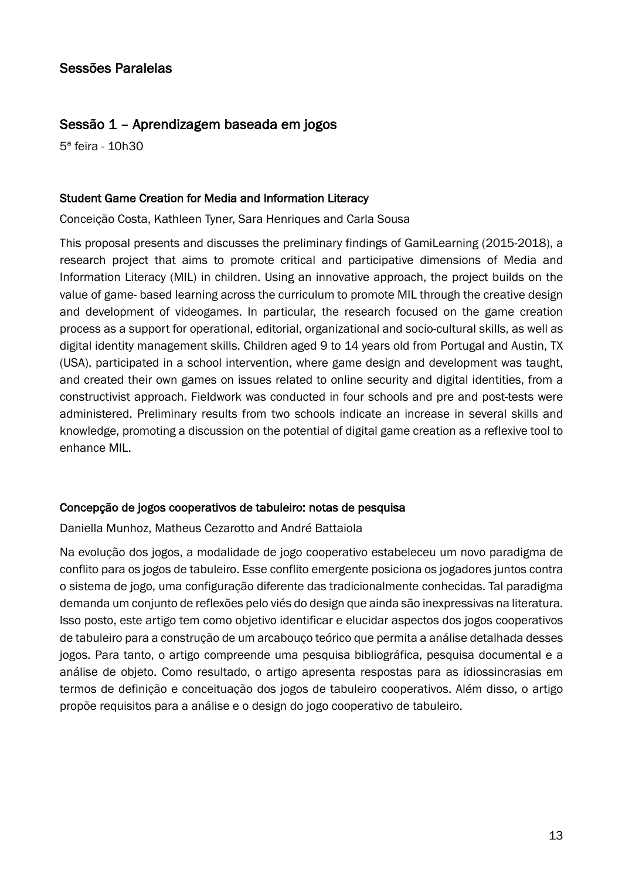## Sessões Paralelas

## Sessão 1 – Aprendizagem baseada em jogos

5ª feira - 10h30

### Student Game Creation for Media and Information Literacy

Conceição Costa, Kathleen Tyner, Sara Henriques and Carla Sousa

This proposal presents and discusses the preliminary findings of GamiLearning (2015-2018), a research project that aims to promote critical and participative dimensions of Media and Information Literacy (MIL) in children. Using an innovative approach, the project builds on the value of game- based learning across the curriculum to promote MIL through the creative design and development of videogames. In particular, the research focused on the game creation process as a support for operational, editorial, organizational and socio-cultural skills, as well as digital identity management skills. Children aged 9 to 14 years old from Portugal and Austin, TX (USA), participated in a school intervention, where game design and development was taught, and created their own games on issues related to online security and digital identities, from a constructivist approach. Fieldwork was conducted in four schools and pre and post-tests were administered. Preliminary results from two schools indicate an increase in several skills and knowledge, promoting a discussion on the potential of digital game creation as a reflexive tool to enhance MIL.

### Concepção de jogos cooperativos de tabuleiro: notas de pesquisa

Daniella Munhoz, Matheus Cezarotto and André Battaiola

Na evolução dos jogos, a modalidade de jogo cooperativo estabeleceu um novo paradigma de conflito para os jogos de tabuleiro. Esse conflito emergente posiciona os jogadores juntos contra o sistema de jogo, uma configuração diferente das tradicionalmente conhecidas. Tal paradigma demanda um conjunto de reflexões pelo viés do design que ainda são inexpressivas na literatura. Isso posto, este artigo tem como objetivo identificar e elucidar aspectos dos jogos cooperativos de tabuleiro para a construção de um arcabouço teórico que permita a análise detalhada desses jogos. Para tanto, o artigo compreende uma pesquisa bibliográfica, pesquisa documental e a análise de objeto. Como resultado, o artigo apresenta respostas para as idiossincrasias em termos de definição e conceituação dos jogos de tabuleiro cooperativos. Além disso, o artigo propõe requisitos para a análise e o design do jogo cooperativo de tabuleiro.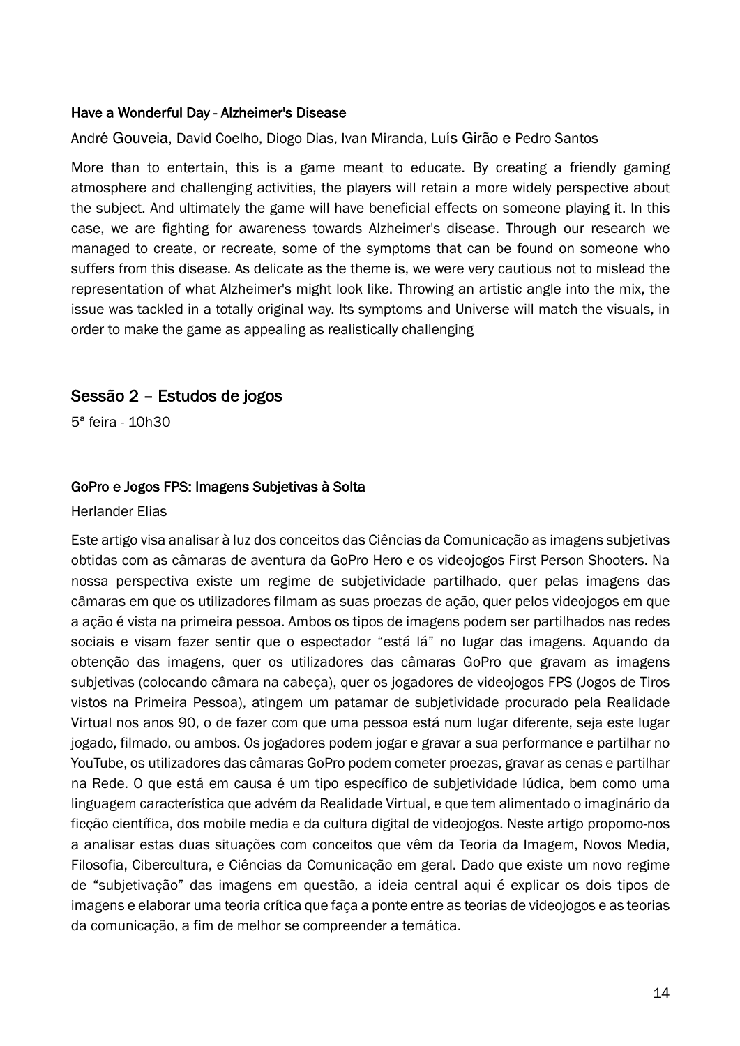### Have a Wonderful Day - Alzheimer's Disease

André Gouveia, David Coelho, Diogo Dias, Ivan Miranda, Luís Girão e Pedro Santos

More than to entertain, this is a game meant to educate. By creating a friendly gaming atmosphere and challenging activities, the players will retain a more widely perspective about the subject. And ultimately the game will have beneficial effects on someone playing it. In this case, we are fighting for awareness towards Alzheimer's disease. Through our research we managed to create, or recreate, some of the symptoms that can be found on someone who suffers from this disease. As delicate as the theme is, we were very cautious not to mislead the representation of what Alzheimer's might look like. Throwing an artistic angle into the mix, the issue was tackled in a totally original way. Its symptoms and Universe will match the visuals, in order to make the game as appealing as realistically challenging

## Sessão 2 – Estudos de jogos

5ª feira - 10h30

### GoPro e Jogos FPS: Imagens Subjetivas à Solta

Herlander Elias

Este artigo visa analisar à luz dos conceitos das Ciências da Comunicação as imagens subjetivas obtidas com as câmaras de aventura da GoPro Hero e os videojogos First Person Shooters. Na nossa perspectiva existe um regime de subjetividade partilhado, quer pelas imagens das câmaras em que os utilizadores filmam as suas proezas de ação, quer pelos videojogos em que a ação é vista na primeira pessoa. Ambos os tipos de imagens podem ser partilhados nas redes sociais e visam fazer sentir que o espectador "está lá" no lugar das imagens. Aquando da obtenção das imagens, quer os utilizadores das câmaras GoPro que gravam as imagens subjetivas (colocando câmara na cabeça), quer os jogadores de videojogos FPS (Jogos de Tiros vistos na Primeira Pessoa), atingem um patamar de subjetividade procurado pela Realidade Virtual nos anos 90, o de fazer com que uma pessoa está num lugar diferente, seja este lugar jogado, filmado, ou ambos. Os jogadores podem jogar e gravar a sua performance e partilhar no YouTube, os utilizadores das câmaras GoPro podem cometer proezas, gravar as cenas e partilhar na Rede. O que está em causa é um tipo específico de subjetividade lúdica, bem como uma linguagem característica que advém da Realidade Virtual, e que tem alimentado o imaginário da ficção científica, dos mobile media e da cultura digital de videojogos. Neste artigo propomo-nos a analisar estas duas situações com conceitos que vêm da Teoria da Imagem, Novos Media, Filosofia, Cibercultura, e Ciências da Comunicação em geral. Dado que existe um novo regime de "subjetivação" das imagens em questão, a ideia central aqui é explicar os dois tipos de imagens e elaborar uma teoria crítica que faça a ponte entre as teorias de videojogos e as teorias da comunicação, a fim de melhor se compreender a temática.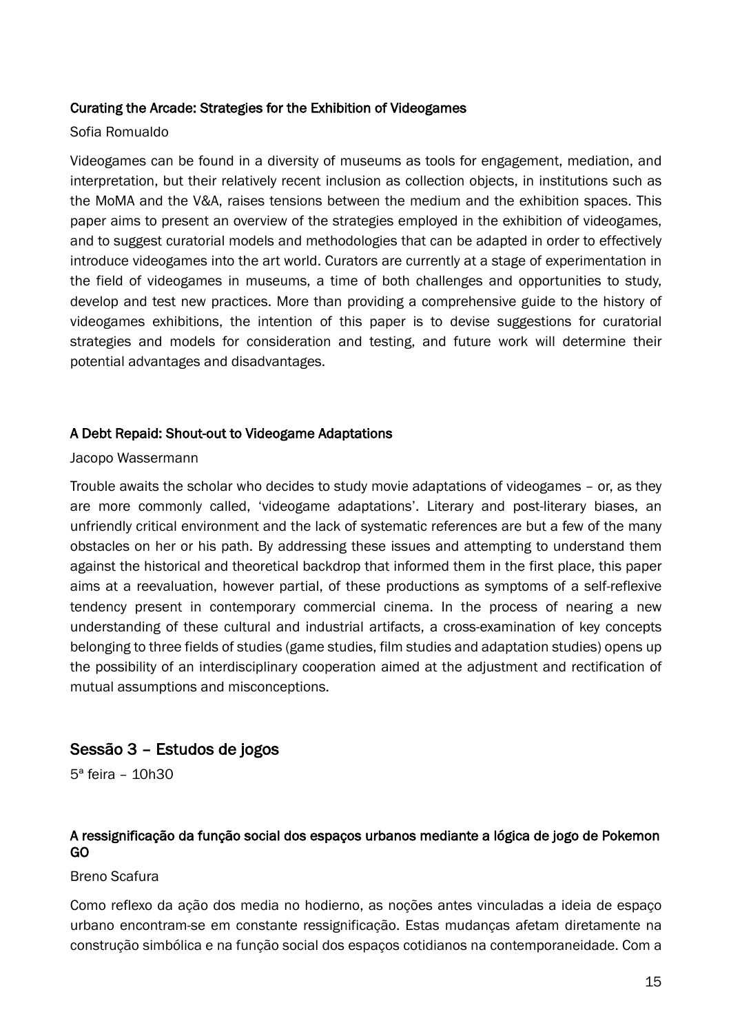**Curating the Arcade: Strategies for the Exhibition of Videogames**

Sofia Romualdo

Videogames can be found in a diversity of museums as tools for engagement, mediation, and interpretation, but their relatively recent inclusion as collection objects, in institutions such as the MoMA and the V&A, raises tensions between the medium and the exhibition spaces. This paper aims to present an overview of the strategies employed in the exhibition of videogames, and to suggest curatorial models and methodologies that can be adapted in order to effectively introduce videogames into the art world. Curators are currently at a stage of experimentation in the field of videogames in museums, a time of both challenges and opportunities to study, develop and test new practices. More than providing a comprehensive guide to the history of videogames exhibitions, the intention of this paper is to devise suggestions for curatorial strategies and models for consideration and testing, and future work will determine their potential advantages and disadvantages.

**A Debt Repaid: Shout-out to Videogame Adaptations**

Jacopo Wassermann

Trouble awaits the scholar who decides to study movie adaptations of videogames – or, as they are more commonly called, 'videogame adaptations'. Literary and post-literary biases, an unfriendly critical environment and the lack of systematic references are but a few of the many obstacles on her or his path. By addressing these issues and attempting to understand them against the historical and theoretical backdrop that informed them in the first place, this paper aims at a reevaluation, however partial, of these productions as symptoms of a self-reflexive tendency present in contemporary commercial cinema. In the process of nearing a new understanding of these cultural and industrial artifacts, a cross-examination of key concepts belonging to three fields of studies (game studies, film studies and adaptation studies) opens up the possibility of an interdisciplinary cooperation aimed at the adjustment and rectification of mutual assumptions and misconceptions.

## Sessão 3 – Estudos de jogos

5ª feira – 10h30

**A ressignificação da função social dos espaços urbanos mediante a lógica de jogo de Pokemon GO**

Breno Scafura

Como reflexo da ação dos media no hodierno, as noções antes vinculadas a ideia de espaço urbano encontram-se em constante ressignificação. Estas mudanças afetam diretamente na construção simbólica e na função social dos espaços cotidianos na contemporaneidade. Com a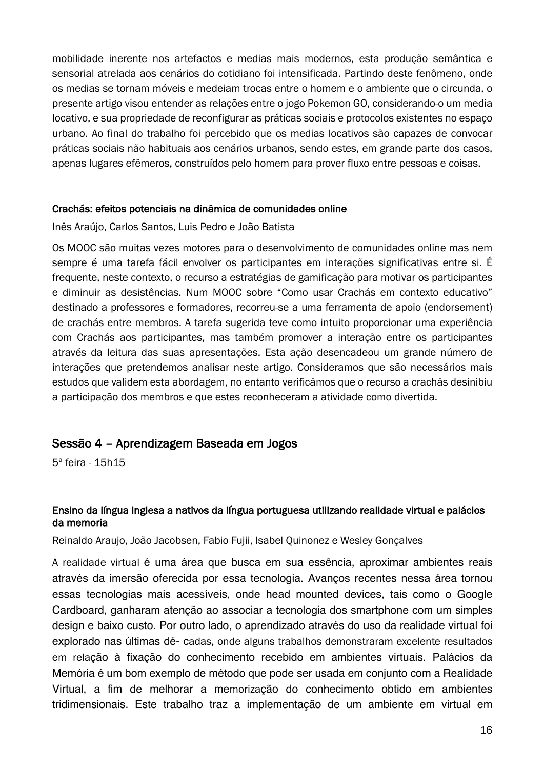mobilidade inerente nos artefactos e medias mais modernos, esta produção semântica e sensorial atrelada aos cenários do cotidiano foi intensificada. Partindo deste fenômeno, onde os medias se tornam móveis e medeiam trocas entre o homem e o ambiente que o circunda, o presente artigo visou entender as relações entre o jogo Pokemon GO, considerando-o um media locativo, e sua propriedade de reconfigurar as práticas sociais e protocolos existentes no espaço urbano. Ao final do trabalho foi percebido que os medias locativos são capazes de convocar práticas sociais não habituais aos cenários urbanos, sendo estes, em grande parte dos casos, apenas lugares efêmeros, construídos pelo homem para prover fluxo entre pessoas e coisas.

#### Crachás: efeitos potenciais na dinâmica de comunidades online

Inês Araújo, Carlos Santos, Luis Pedro e João Batista

Os MOOC são muitas vezes motores para o desenvolvimento de comunidades online mas nem sempre é uma tarefa fácil envolver os participantes em interações significativas entre si. É frequente, neste contexto, o recurso a estratégias de gamificação para motivar os participantes e diminuir as desistências. Num MOOC sobre "Como usar Crachás em contexto educativo" destinado a professores e formadores, recorreu-se a uma ferramenta de apoio (endorsement) de crachás entre membros. A tarefa sugerida teve como intuito proporcionar uma experiência com Crachás aos participantes, mas também promover a interação entre os participantes através da leitura das suas apresentações. Esta ação desencadeou um grande número de interações que pretendemos analisar neste artigo. Consideramos que são necessários mais estudos que validem esta abordagem, no entanto verificámos que o recurso a crachás desinibiu a participação dos membros e que estes reconheceram a atividade como divertida.

## Sessão 4 – Aprendizagem Baseada em Jogos

5ª feira - 15h15

#### Ensino da língua inglesa a nativos da língua portuguesa utilizando realidade virtual e palácios da memoria

Reinaldo Araujo, João Jacobsen, Fabio Fujii, Isabel Quinonez e Wesley Gonçalves

A realidade virtual é uma área que busca em sua essência, aproximar ambientes reais através da imersão oferecida por essa tecnologia. Avanços recentes nessa área tornou essas tecnologias mais acessíveis, onde head mounted devices, tais como o Google Cardboard, ganharam atenção ao associar a tecnologia dos smartphone com um simples design e baixo custo. Por outro lado, o aprendizado através do uso da realidade virtual foi explorado nas últimas dé- cadas, onde alguns trabalhos demonstraram excelente resultados em relação à fixação do conhecimento recebido em ambientes virtuais. Palácios da Memória é um bom exemplo de método que pode ser usada em conjunto com a Realidade Virtual, a fim de melhorar a memorização do conhecimento obtido em ambientes tridimensionais. Este trabalho traz a implementação de um ambiente em virtual em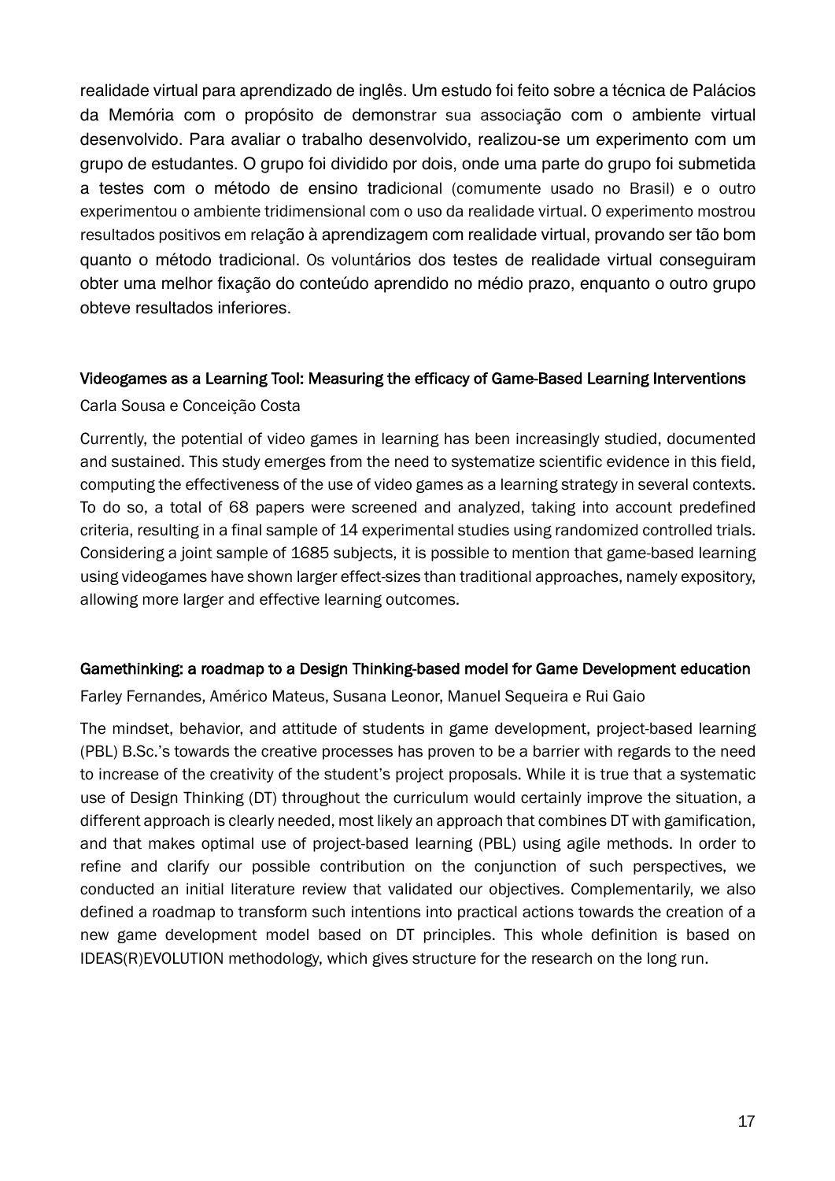realidade virtual para aprendizado de inglês. Um estudo foi feito sobre a técnica de Palácios da Memória com o propósito de demonstrar sua associação com o ambiente virtual desenvolvido. Para avaliar o trabalho desenvolvido, realizou-se um experimento com um grupo de estudantes. O grupo foi dividido por dois, onde uma parte do grupo foi submetida a testes com o método de ensino tradicional (comumente usado no Brasil) e o outro experimentou o ambiente tridimensional com o uso da realidade virtual. O experimento mostrou resultados positivos em relação à aprendizagem com realidade virtual, provando ser tão bom quanto o método tradicional. Os voluntários dos testes de realidade virtual conseguiram obter uma melhor fixação do conteúdo aprendido no médio prazo, enquanto o outro grupo obteve resultados inferiores.

### Videogames as a Learning Tool: Measuring the efficacy of Game-Based Learning Interventions

Carla Sousa e Conceição Costa

Currently, the potential of video games in learning has been increasingly studied, documented and sustained. This study emerges from the need to systematize scientific evidence in this field, computing the effectiveness of the use of video games as a learning strategy in several contexts. To do so, a total of 68 papers were screened and analyzed, taking into account predefined criteria, resulting in a final sample of 14 experimental studies using randomized controlled trials. Considering a joint sample of 1685 subjects, it is possible to mention that game-based learning using videogames have shown larger effect-sizes than traditional approaches, namely expository, allowing more larger and effective learning outcomes.

### Gamethinking: a roadmap to a Design Thinking-based model for Game Development education

Farley Fernandes, Américo Mateus, Susana Leonor, Manuel Sequeira e Rui Gaio

The mindset, behavior, and attitude of students in game development, project-based learning (PBL) B.Sc.'s towards the creative processes has proven to be a barrier with regards to the need to increase of the creativity of the student's project proposals. While it is true that a systematic use of Design Thinking (DT) throughout the curriculum would certainly improve the situation, a different approach is clearly needed, most likely an approach that combines DT with gamification, and that makes optimal use of project-based learning (PBL) using agile methods. In order to refine and clarify our possible contribution on the conjunction of such perspectives, we conducted an initial literature review that validated our objectives. Complementarily, we also defined a roadmap to transform such intentions into practical actions towards the creation of a new game development model based on DT principles. This whole definition is based on IDEAS(R)EVOLUTION methodology, which gives structure for the research on the long run.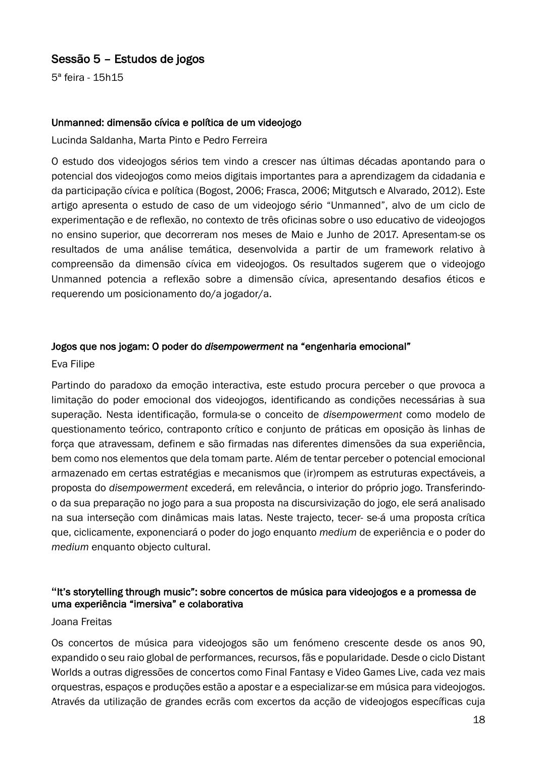## Sessão 5 – Estudos de jogos

5ª feira - 15h15

### Unmanned: dimensão cívica e política de um videojogo

Lucinda Saldanha, Marta Pinto e Pedro Ferreira

O estudo dos videojogos sérios tem vindo a crescer nas últimas décadas apontando para o potencial dos videojogos como meios digitais importantes para a aprendizagem da cidadania e da participação cívica e política (Bogost, 2006; Frasca, 2006; Mitgutsch e Alvarado, 2012). Este artigo apresenta o estudo de caso de um videojogo sério "Unmanned", alvo de um ciclo de experimentação e de reflexão, no contexto de três oficinas sobre o uso educativo de videojogos no ensino superior, que decorreram nos meses de Maio e Junho de 2017. Apresentam-se os resultados de uma análise temática, desenvolvida a partir de um framework relativo à compreensão da dimensão cívica em videojogos. Os resultados sugerem que o videojogo Unmanned potencia a reflexão sobre a dimensão cívica, apresentando desafios éticos e requerendo um posicionamento do/a jogador/a.

### Jogos que nos jogam: O poder do *disempowerment* na "engenharia emocional"

Eva Filipe

Partindo do paradoxo da emoção interactiva, este estudo procura perceber o que provoca a limitação do poder emocional dos videojogos, identificando as condições necessárias à sua superação. Nesta identificação, formula-se o conceito de *disempowerment* como modelo de questionamento teórico, contraponto crítico e conjunto de práticas em oposição às linhas de força que atravessam, definem e são firmadas nas diferentes dimensões da sua experiência, bem como nos elementos que dela tomam parte. Além de tentar perceber o potencial emocional armazenado em certas estratégias e mecanismos que (ir)rompem as estruturas expectáveis, a proposta do *disempowerment* excederá, em relevância, o interior do próprio jogo. Transferindo-o da sua preparação no jogo para a sua proposta na discursivização do jogo, ele será analisado na sua interseção com dinâmicas mais latas. Neste trajecto, tecer- se-á uma proposta crítica que, ciclicamente, exponenciará o poder do jogo enquanto *medium* de experiência e o poder do *medium* enquanto objecto cultural.

### "It's storytelling through music": sobre concertos de música para videojogos e a promessa de uma experiência "imersiva" e colaborativa

Joana Freitas

Os concertos de música para videojogos são um fenómeno crescente desde os anos 90, expandido o seu raio global de performances, recursos, fãs e popularidade. Desde o ciclo Distant Worlds a outras digressões de concertos como Final Fantasy e Video Games Live, cada vez mais orquestras, espaços e produções estão a apostar e a especializar-se em música para videojogos. Através da utilização de grandes ecrãs com excertos da acção de videojogos específicas cuja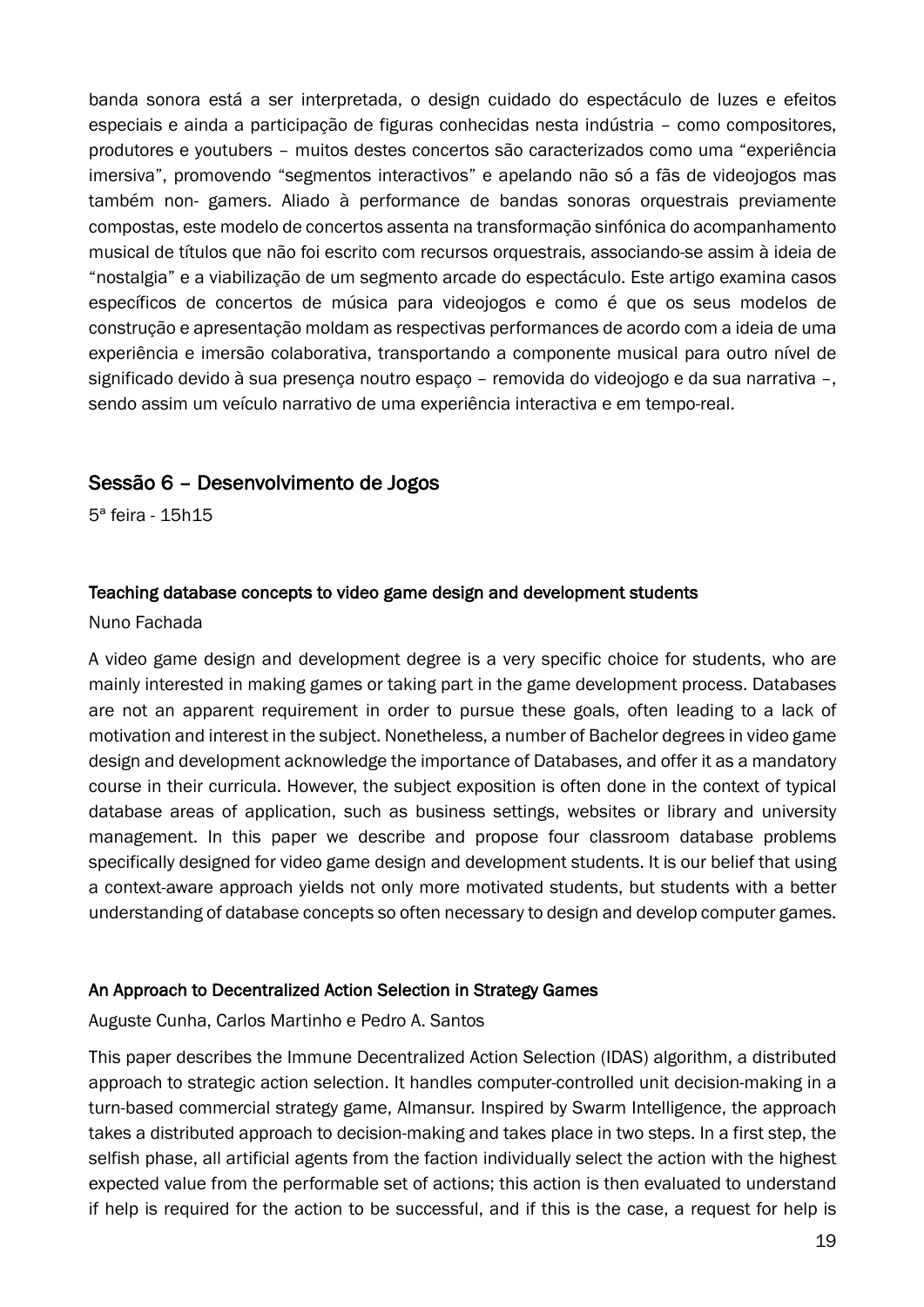banda sonora está a ser interpretada, o design cuidado do espectáculo de luzes e efeitos especiais e ainda a participação de figuras conhecidas nesta indústria – como compositores, produtores e youtubers – muitos destes concertos são caracterizados como uma "experiência imersiva", promovendo "segmentos interactivos" e apelando não só a fãs de videojogos mas também non- gamers. Aliado à performance de bandas sonoras orquestrais previamente compostas, este modelo de concertos assenta na transformação sinfónica do acompanhamento musical de títulos que não foi escrito com recursos orquestrais, associando-se assim à ideia de "nostalgia" e a viabilização de um segmento arcade do espectáculo. Este artigo examina casos específicos de concertos de música para videojogos e como é que os seus modelos de construção e apresentação moldam as respectivas performances de acordo com a ideia de uma experiência e imersão colaborativa, transportando a componente musical para outro nível de significado devido à sua presença noutro espaço – removida do videojogo e da sua narrativa –, sendo assim um veículo narrativo de uma experiência interactiva e em tempo-real.

## Sessão 6 – Desenvolvimento de Jogos

5ª feira - 15h15

### Teaching database concepts to video game design and development students

Nuno Fachada

A video game design and development degree is a very specific choice for students, who are mainly interested in making games or taking part in the game development process. Databases are not an apparent requirement in order to pursue these goals, often leading to a lack of motivation and interest in the subject. Nonetheless, a number of Bachelor degrees in video game design and development acknowledge the importance of Databases, and offer it as a mandatory course in their curricula. However, the subject exposition is often done in the context of typical database areas of application, such as business settings, websites or library and university management. In this paper we describe and propose four classroom database problems specifically designed for video game design and development students. It is our belief that using a context-aware approach yields not only more motivated students, but students with a better understanding of database concepts so often necessary to design and develop computer games.

### An Approach to Decentralized Action Selection in Strategy Games

Auguste Cunha, Carlos Martinho e Pedro A. Santos

This paper describes the Immune Decentralized Action Selection (IDAS) algorithm, a distributed approach to strategic action selection. It handles computer-controlled unit decision-making in a turn-based commercial strategy game, Almansur. Inspired by Swarm Intelligence, the approach takes a distributed approach to decision-making and takes place in two steps. In a first step, the selfish phase, all artificial agents from the faction individually select the action with the highest expected value from the performable set of actions; this action is then evaluated to understand if help is required for the action to be successful, and if this is the case, a request for help is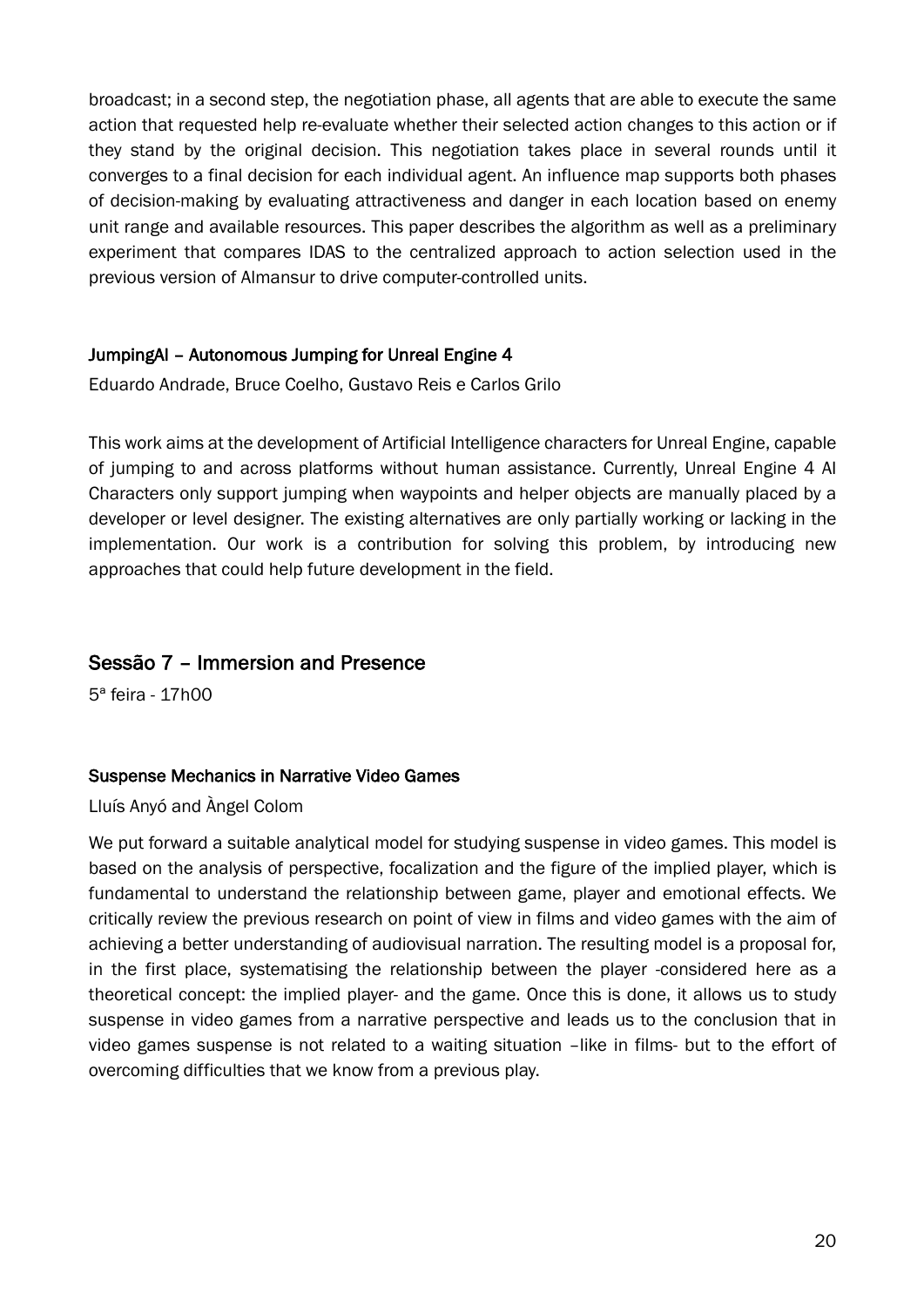broadcast; in a second step, the negotiation phase, all agents that are able to execute the same action that requested help re-evaluate whether their selected action changes to this action or if they stand by the original decision. This negotiation takes place in several rounds until it converges to a final decision for each individual agent. An influence map supports both phases of decision-making by evaluating attractiveness and danger in each location based on enemy unit range and available resources. This paper describes the algorithm as well as a preliminary experiment that compares IDAS to the centralized approach to action selection used in the previous version of Almansur to drive computer-controlled units.

### JumpingAI – Autonomous Jumping for Unreal Engine 4

Eduardo Andrade, Bruce Coelho, Gustavo Reis e Carlos Grilo

This work aims at the development of Artificial Intelligence characters for Unreal Engine, capable of jumping to and across platforms without human assistance. Currently, Unreal Engine 4 AI Characters only support jumping when waypoints and helper objects are manually placed by a developer or level designer. The existing alternatives are only partially working or lacking in the implementation. Our work is a contribution for solving this problem, by introducing new approaches that could help future development in the field.

## Sessão 7 – Immersion and Presence

5ª feira - 17h00

### Suspense Mechanics in Narrative Video Games

Lluís Anyó and Àngel Colom

We put forward a suitable analytical model for studying suspense in video games. This model is based on the analysis of perspective, focalization and the figure of the implied player, which is fundamental to understand the relationship between game, player and emotional effects. We critically review the previous research on point of view in films and video games with the aim of achieving a better understanding of audiovisual narration. The resulting model is a proposal for, in the first place, systematising the relationship between the player -considered here as a theoretical concept: the implied player- and the game. Once this is done, it allows us to study suspense in video games from a narrative perspective and leads us to the conclusion that in video games suspense is not related to a waiting situation –like in films- but to the effort of overcoming difficulties that we know from a previous play.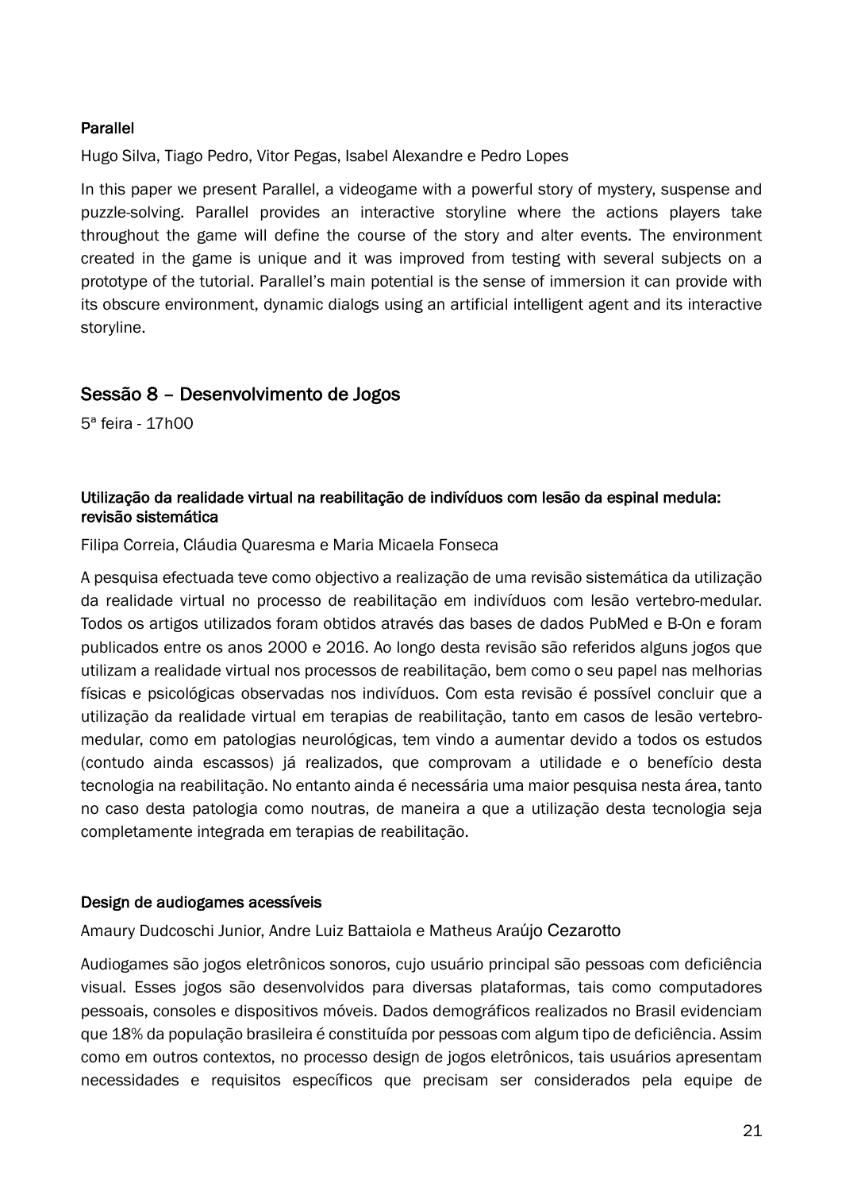### Parallel

Hugo Silva, Tiago Pedro, Vitor Pegas, Isabel Alexandre e Pedro Lopes

In this paper we present Parallel, a videogame with a powerful story of mystery, suspense and puzzle-solving. Parallel provides an interactive storyline where the actions players take throughout the game will define the course of the story and alter events. The environment created in the game is unique and it was improved from testing with several subjects on a prototype of the tutorial. Parallel's main potential is the sense of immersion it can provide with its obscure environment, dynamic dialogs using an artificial intelligent agent and its interactive storyline.

## Sessão 8 – Desenvolvimento de Jogos

5ª feira - 17h00

### Utilização da realidade virtual na reabilitação de indivíduos com lesão da espinal medula: revisão sistemática

Filipa Correia, Cláudia Quaresma e Maria Micaela Fonseca

A pesquisa efectuada teve como objectivo a realização de uma revisão sistemática da utilização da realidade virtual no processo de reabilitação em indivíduos com lesão vertebro-medular. Todos os artigos utilizados foram obtidos através das bases de dados PubMed e B-On e foram publicados entre os anos 2000 e 2016. Ao longo desta revisão são referidos alguns jogos que utilizam a realidade virtual nos processos de reabilitação, bem como o seu papel nas melhorias físicas e psicológicas observadas nos indivíduos. Com esta revisão é possível concluir que a utilização da realidade virtual em terapias de reabilitação, tanto em casos de lesão vertebro-medular, como em patologias neurológicas, tem vindo a aumentar devido a todos os estudos (contudo ainda escassos) já realizados, que comprovam a utilidade e o benefício desta tecnologia na reabilitação. No entanto ainda é necessária uma maior pesquisa nesta área, tanto no caso desta patologia como noutras, de maneira a que a utilização desta tecnologia seja completamente integrada em terapias de reabilitação.

### Design de audiogames acessíveis

Amaury Dudcoschi Junior, Andre Luiz Battaiola e Matheus Araújo Cezarotto

Audiogames são jogos eletrônicos sonoros, cujo usuário principal são pessoas com deficiência visual. Esses jogos são desenvolvidos para diversas plataformas, tais como computadores pessoais, consoles e dispositivos móveis. Dados demográficos realizados no Brasil evidenciam que 18% da população brasileira é constituída por pessoas com algum tipo de deficiência. Assim como em outros contextos, no processo design de jogos eletrônicos, tais usuários apresentam necessidades e requisitos específicos que precisam ser considerados pela equipe de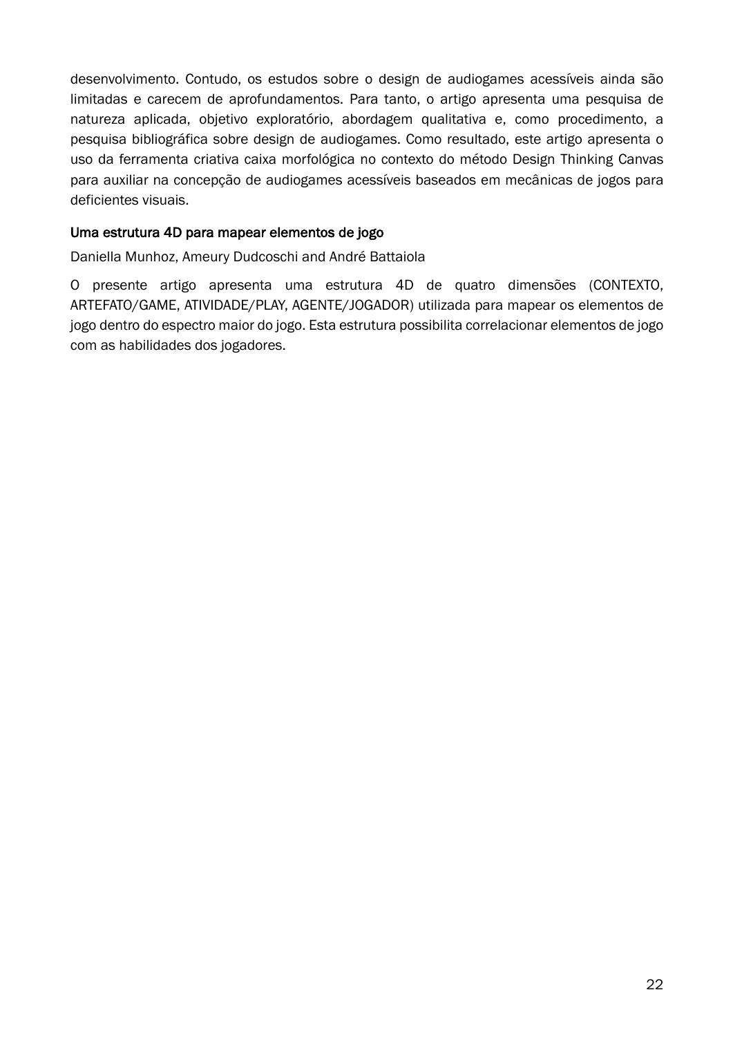desenvolvimento. Contudo, os estudos sobre o design de audiogames acessíveis ainda são limitadas e carecem de aprofundamentos. Para tanto, o artigo apresenta uma pesquisa de natureza aplicada, objetivo exploratório, abordagem qualitativa e, como procedimento, a pesquisa bibliográfica sobre design de audiogames. Como resultado, este artigo apresenta o uso da ferramenta criativa caixa morfológica no contexto do método Design Thinking Canvas para auxiliar na concepção de audiogames acessíveis baseados em mecânicas de jogos para deficientes visuais.

### Uma estrutura 4D para mapear elementos de jogo

Daniella Munhoz, Ameury Dudcoschi and André Battaiola

O presente artigo apresenta uma estrutura 4D de quatro dimensões (CONTEXTO, ARTEFATO/GAME, ATIVIDADE/PLAY, AGENTE/JOGADOR) utilizada para mapear os elementos de jogo dentro do espectro maior do jogo. Esta estrutura possibilita correlacionar elementos de jogo com as habilidades dos jogadores.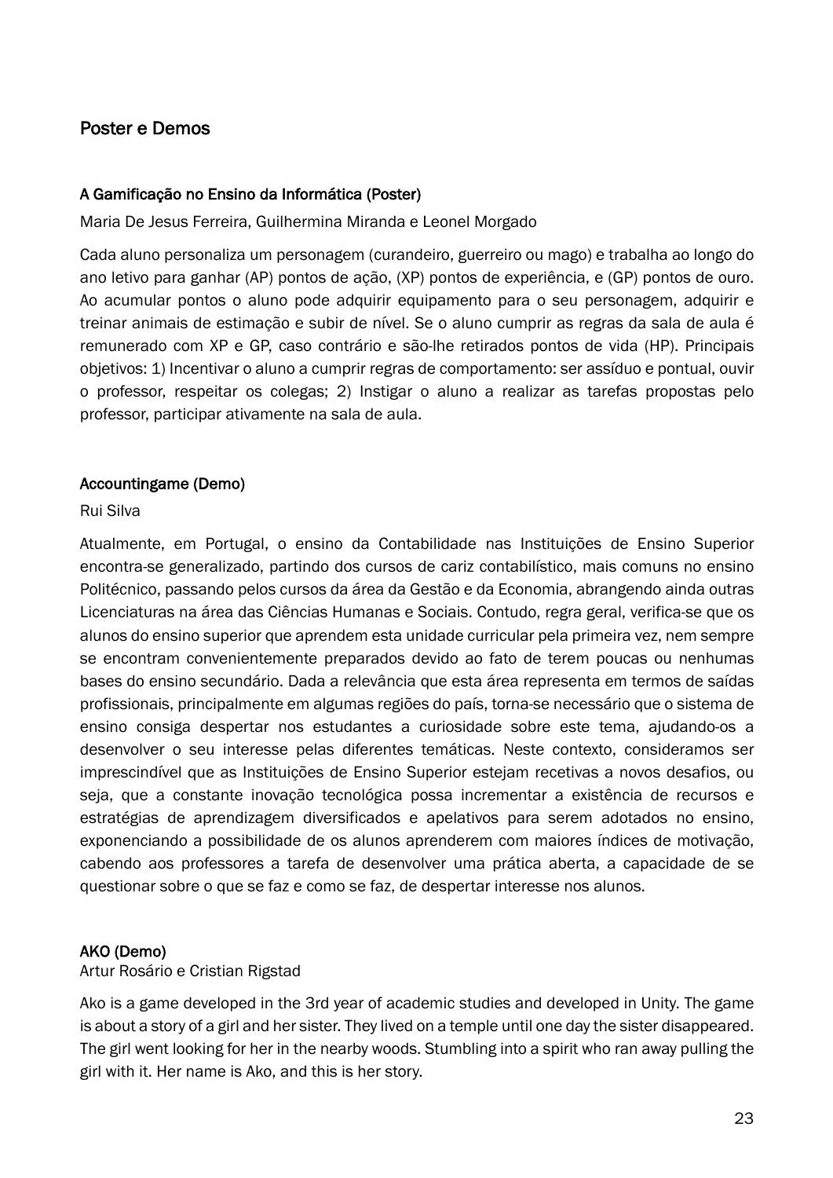## Poster e Demos

### A Gamificação no Ensino da Informática (Poster)

Maria De Jesus Ferreira, Guilhermina Miranda e Leonel Morgado

Cada aluno personaliza um personagem (curandeiro, guerreiro ou mago) e trabalha ao longo do ano letivo para ganhar (AP) pontos de ação, (XP) pontos de experiência, e (GP) pontos de ouro. Ao acumular pontos o aluno pode adquirir equipamento para o seu personagem, adquirir e treinar animais de estimação e subir de nível. Se o aluno cumprir as regras da sala de aula é remunerado com XP e GP, caso contrário e são-lhe retirados pontos de vida (HP). Principais objetivos: 1) Incentivar o aluno a cumprir regras de comportamento: ser assíduo e pontual, ouvir o professor, respeitar os colegas; 2) Instigar o aluno a realizar as tarefas propostas pelo professor, participar ativamente na sala de aula.

### Accountingame (Demo)

Rui Silva

Atualmente, em Portugal, o ensino da Contabilidade nas Instituições de Ensino Superior encontra-se generalizado, partindo dos cursos de cariz contabilístico, mais comuns no ensino Politécnico, passando pelos cursos da área da Gestão e da Economia, abrangendo ainda outras Licenciaturas na área das Ciências Humanas e Sociais. Contudo, regra geral, verifica-se que os alunos do ensino superior que aprendem esta unidade curricular pela primeira vez, nem sempre se encontram convenientemente preparados devido ao fato de terem poucas ou nenhumas bases do ensino secundário. Dada a relevância que esta área representa em termos de saídas profissionais, principalmente em algumas regiões do país, torna-se necessário que o sistema de ensino consiga despertar nos estudantes a curiosidade sobre este tema, ajudando-os a desenvolver o seu interesse pelas diferentes temáticas. Neste contexto, consideramos ser imprescindível que as Instituições de Ensino Superior estejam recetivas a novos desafios, ou seja, que a constante inovação tecnológica possa incrementar a existência de recursos e estratégias de aprendizagem diversificados e apelativos para serem adotados no ensino, exponenciando a possibilidade de os alunos aprenderem com maiores índices de motivação, cabendo aos professores a tarefa de desenvolver uma prática aberta, a capacidade de se questionar sobre o que se faz e como se faz, de despertar interesse nos alunos.

### AKO (Demo)

Artur Rosário e Cristian Rigstad

Ako is a game developed in the 3rd year of academic studies and developed in Unity. The game is about a story of a girl and her sister. They lived on a temple until one day the sister disappeared. The girl went looking for her in the nearby woods. Stumbling into a spirit who ran away pulling the girl with it. Her name is Ako, and this is her story.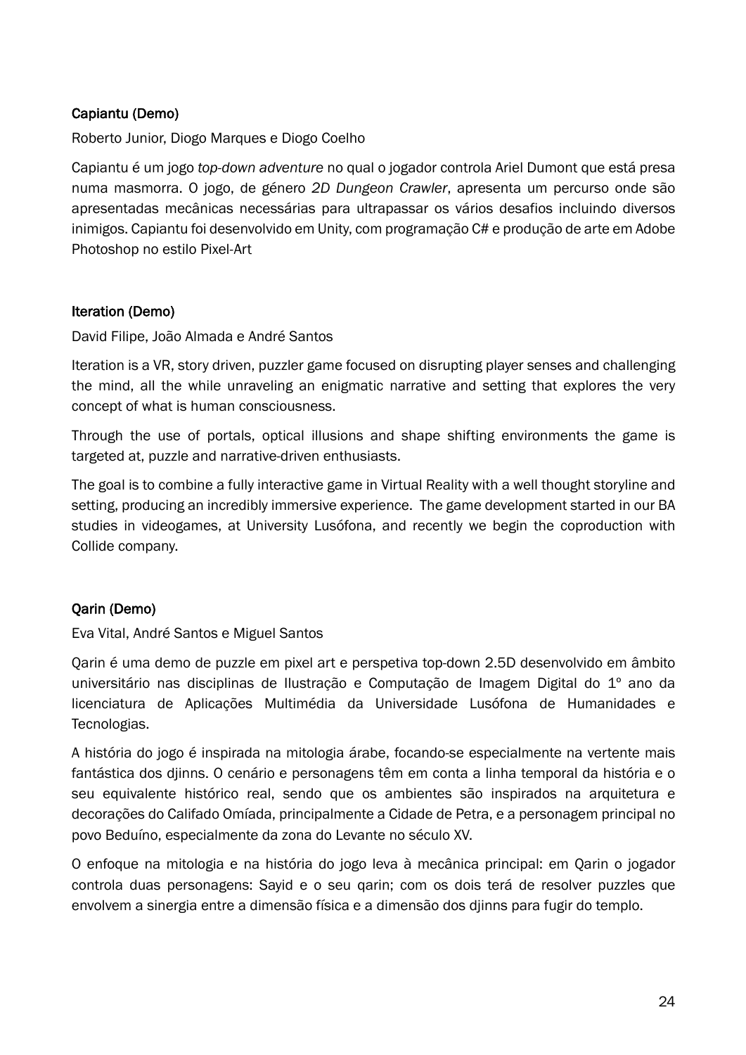### Capiantu (Demo)

Roberto Junior, Diogo Marques e Diogo Coelho

Capiantu é um jogo *top-down adventure* no qual o jogador controla Ariel Dumont que está presa numa masmorra. O jogo, de género *2D Dungeon Crawler*, apresenta um percurso onde são apresentadas mecânicas necessárias para ultrapassar os vários desafios incluindo diversos inimigos. Capiantu foi desenvolvido em Unity, com programação C# e produção de arte em Adobe Photoshop no estilo Pixel-Art

### Iteration (Demo)

David Filipe, João Almada e André Santos

Iteration is a VR, story driven, puzzler game focused on disrupting player senses and challenging the mind, all the while unraveling an enigmatic narrative and setting that explores the very concept of what is human consciousness.

Through the use of portals, optical illusions and shape shifting environments the game is targeted at, puzzle and narrative-driven enthusiasts.

The goal is to combine a fully interactive game in Virtual Reality with a well thought storyline and setting, producing an incredibly immersive experience. The game development started in our BA studies in videogames, at University Lusófona, and recently we begin the coproduction with Collide company.

### Qarin (Demo)

Eva Vital, André Santos e Miguel Santos

Qarin é uma demo de puzzle em pixel art e perspetiva top-down 2.5D desenvolvido em âmbito universitário nas disciplinas de Ilustração e Computação de Imagem Digital do 1º ano da licenciatura de Aplicações Multimédia da Universidade Lusófona de Humanidades e Tecnologias.

A história do jogo é inspirada na mitologia árabe, focando-se especialmente na vertente mais fantástica dos djinns. O cenário e personagens têm em conta a linha temporal da história e o seu equivalente histórico real, sendo que os ambientes são inspirados na arquitetura e decorações do Califado Omíada, principalmente a Cidade de Petra, e a personagem principal no povo Beduíno, especialmente da zona do Levante no século XV.

O enfoque na mitologia e na história do jogo leva à mecânica principal: em Qarin o jogador controla duas personagens: Sayid e o seu qarin; com os dois terá de resolver puzzles que envolvem a sinergia entre a dimensão física e a dimensão dos djinns para fugir do templo.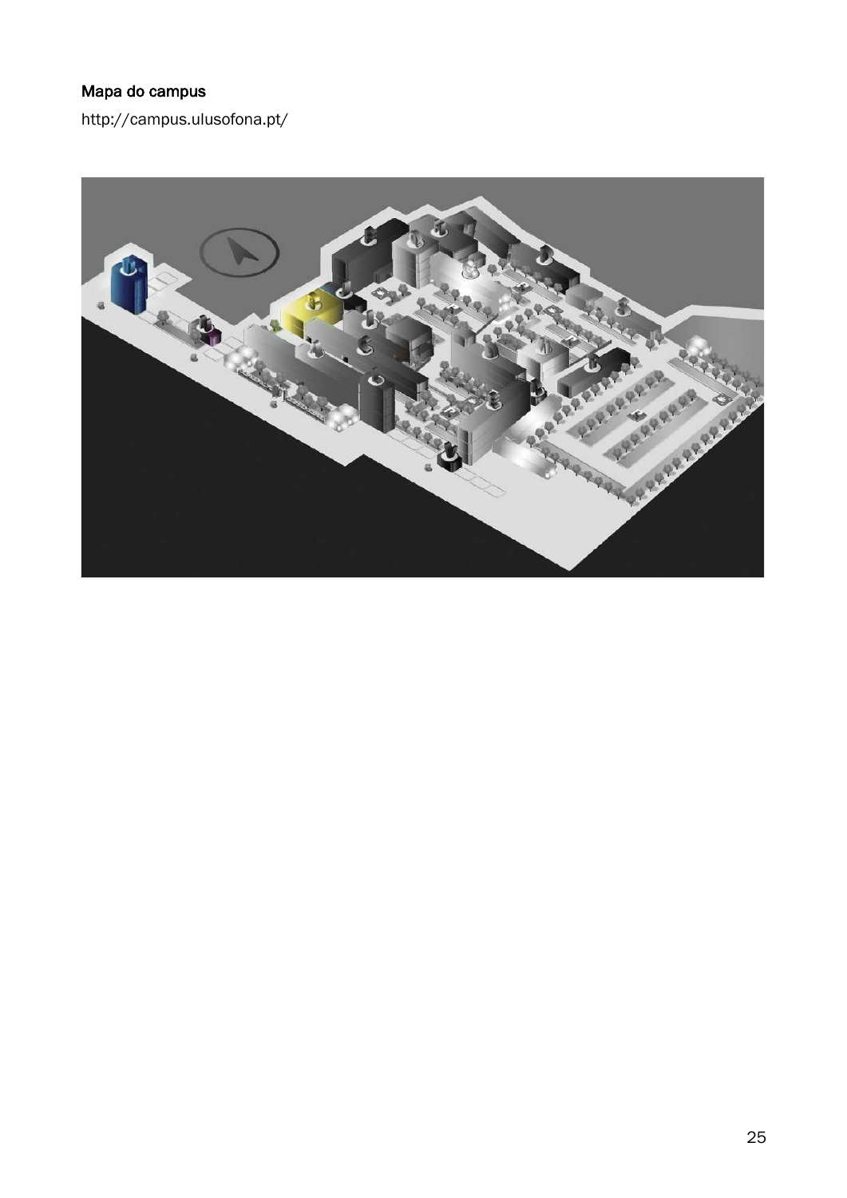**Mapa do campus**

http://campus.ulusofona.pt/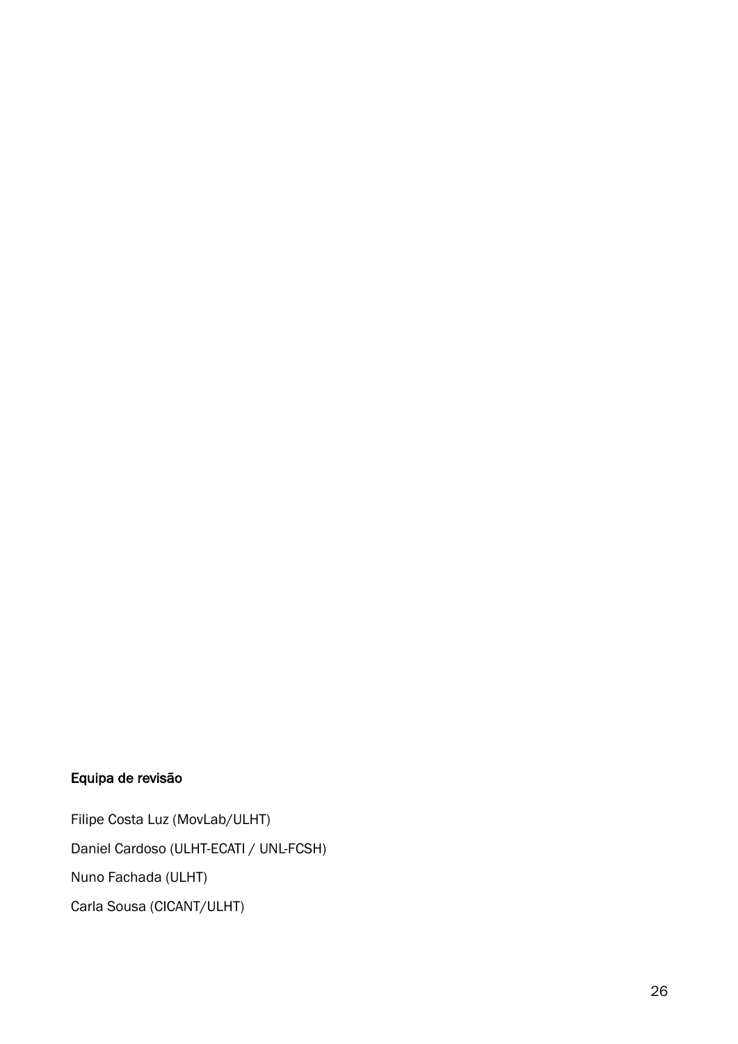**Equipa de revisão**

Filipe Costa Luz (MovLab/ULHT)

Daniel Cardoso (ULHT-ECATI / UNL-FCSH)

Nuno Fachada (ULHT)

Carla Sousa (CICANT/ULHT)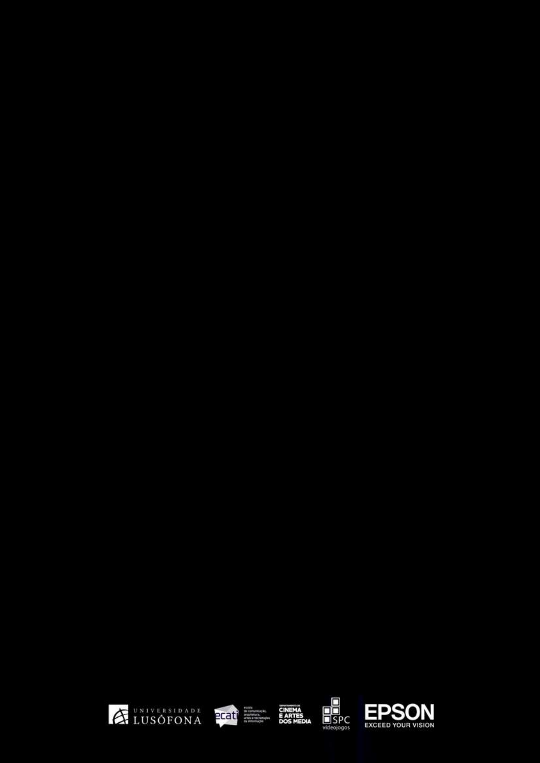UNIVERSIDADE LUSÓFONA

ecati escola de comunicação, arquitetura, artes e tecnologias da informação

DEPARTAMENTO DE CINEMA E ARTES DOS MEDIA

SPC videojogos

EPSON EXCEED YOUR VISION